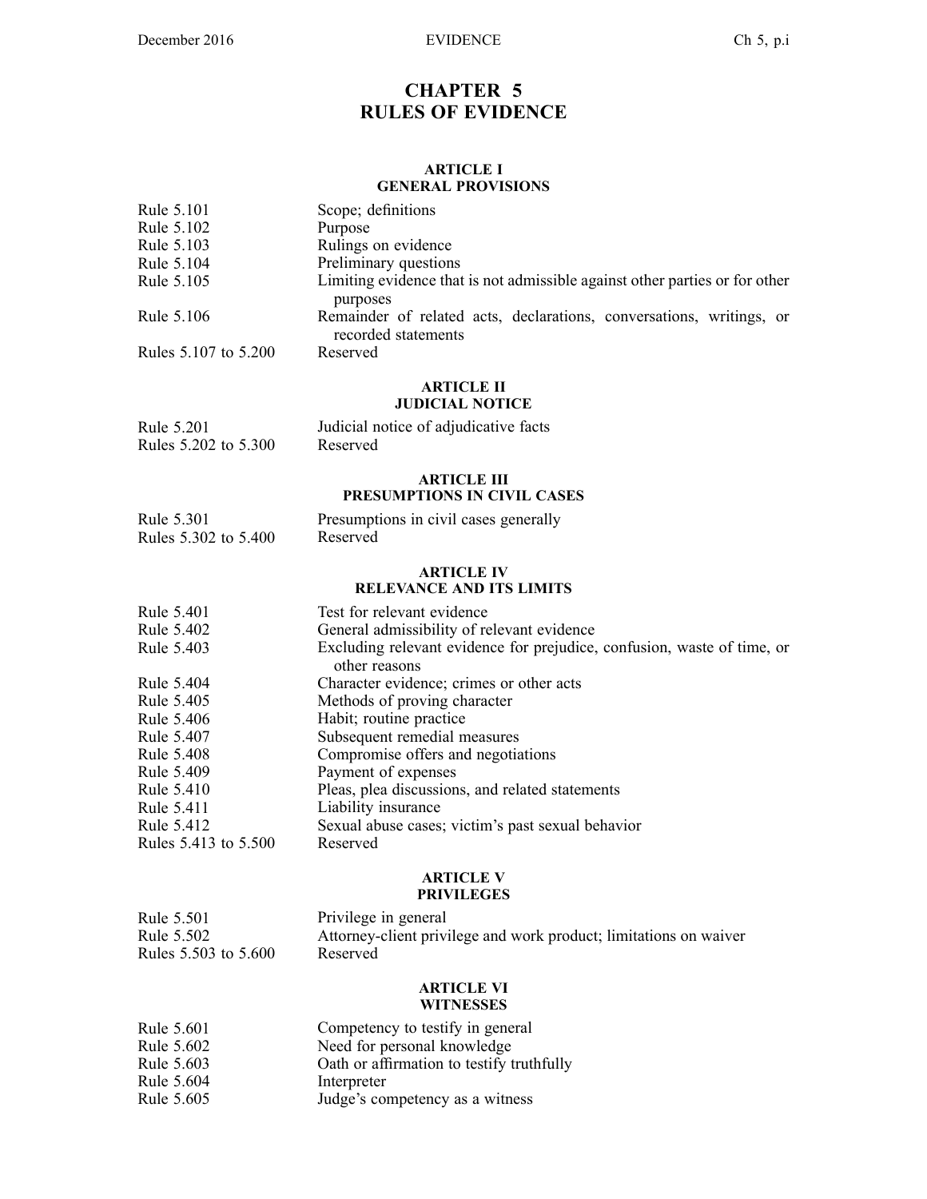# CHAPTER 5
# RULES OF EVIDENCE

## ARTICLE I
## GENERAL PROVISIONS

| | |
|---|---|
| Rule 5.101 | Scope; definitions |
| Rule 5.102 | Purpose |
| Rule 5.103 | Rulings on evidence |
| Rule 5.104 | Preliminary questions |
| Rule 5.105 | Limiting evidence that is not admissible against other parties or for other purposes |
| Rule 5.106 | Remainder of related acts, declarations, conversations, writings, or recorded statements |
| Rules 5.107 to 5.200 | Reserved |

## ARTICLE II
## JUDICIAL NOTICE

| | |
|---|---|
| Rule 5.201 | Judicial notice of adjudicative facts |
| Rules 5.202 to 5.300 | Reserved |

## ARTICLE III
## PRESUMPTIONS IN CIVIL CASES

| | |
|---|---|
| Rule 5.301 | Presumptions in civil cases generally |
| Rules 5.302 to 5.400 | Reserved |

## ARTICLE IV
## RELEVANCE AND ITS LIMITS

| | |
|---|---|
| Rule 5.401 | Test for relevant evidence |
| Rule 5.402 | General admissibility of relevant evidence |
| Rule 5.403 | Excluding relevant evidence for prejudice, confusion, waste of time, or other reasons |
| Rule 5.404 | Character evidence; crimes or other acts |
| Rule 5.405 | Methods of proving character |
| Rule 5.406 | Habit; routine practice |
| Rule 5.407 | Subsequent remedial measures |
| Rule 5.408 | Compromise offers and negotiations |
| Rule 5.409 | Payment of expenses |
| Rule 5.410 | Pleas, plea discussions, and related statements |
| Rule 5.411 | Liability insurance |
| Rule 5.412 | Sexual abuse cases; victim's past sexual behavior |
| Rules 5.413 to 5.500 | Reserved |

## ARTICLE V
## PRIVILEGES

| | |
|---|---|
| Rule 5.501 | Privilege in general |
| Rule 5.502 | Attorney-client privilege and work product; limitations on waiver |
| Rules 5.503 to 5.600 | Reserved |

## ARTICLE VI
## WITNESSES

| | |
|---|---|
| Rule 5.601 | Competency to testify in general |
| Rule 5.602 | Need for personal knowledge |
| Rule 5.603 | Oath or affirmation to testify truthfully |
| Rule 5.604 | Interpreter |
| Rule 5.605 | Judge's competency as a witness |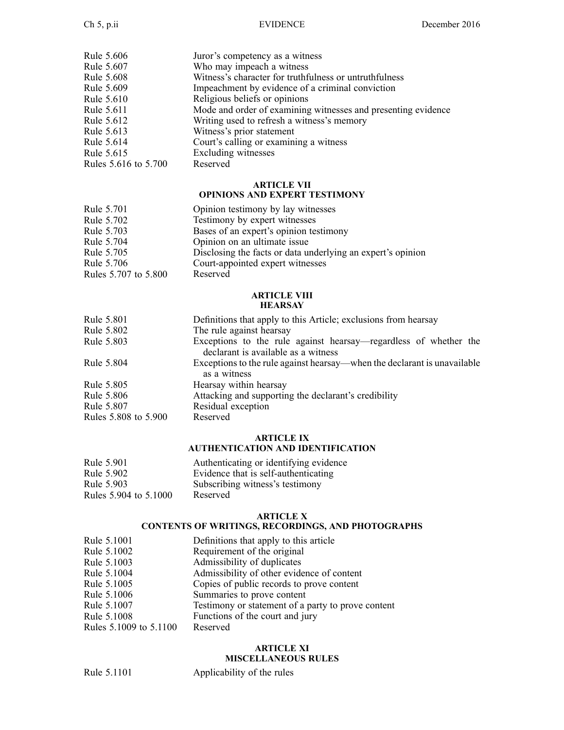| | |
|---|---|
| Rule 5.606 | Juror's competency as a witness |
| Rule 5.607 | Who may impeach a witness |
| Rule 5.608 | Witness's character for truthfulness or untruthfulness |
| Rule 5.609 | Impeachment by evidence of a criminal conviction |
| Rule 5.610 | Religious beliefs or opinions |
| Rule 5.611 | Mode and order of examining witnesses and presenting evidence |
| Rule 5.612 | Writing used to refresh a witness's memory |
| Rule 5.613 | Witness's prior statement |
| Rule 5.614 | Court's calling or examining a witness |
| Rule 5.615 | Excluding witnesses |
| Rules 5.616 to 5.700 | Reserved |

## ARTICLE VII
## OPINIONS AND EXPERT TESTIMONY

| | |
|---|---|
| Rule 5.701 | Opinion testimony by lay witnesses |
| Rule 5.702 | Testimony by expert witnesses |
| Rule 5.703 | Bases of an expert's opinion testimony |
| Rule 5.704 | Opinion on an ultimate issue |
| Rule 5.705 | Disclosing the facts or data underlying an expert's opinion |
| Rule 5.706 | Court-appointed expert witnesses |
| Rules 5.707 to 5.800 | Reserved |

## ARTICLE VIII
## HEARSAY

| | |
|---|---|
| Rule 5.801 | Definitions that apply to this Article; exclusions from hearsay |
| Rule 5.802 | The rule against hearsay |
| Rule 5.803 | Exceptions to the rule against hearsay—regardless of whether the declarant is available as a witness |
| Rule 5.804 | Exceptions to the rule against hearsay—when the declarant is unavailable as a witness |
| Rule 5.805 | Hearsay within hearsay |
| Rule 5.806 | Attacking and supporting the declarant's credibility |
| Rule 5.807 | Residual exception |
| Rules 5.808 to 5.900 | Reserved |

## ARTICLE IX
## AUTHENTICATION AND IDENTIFICATION

| | |
|---|---|
| Rule 5.901 | Authenticating or identifying evidence |
| Rule 5.902 | Evidence that is self-authenticating |
| Rule 5.903 | Subscribing witness's testimony |
| Rules 5.904 to 5.1000 | Reserved |

## ARTICLE X
## CONTENTS OF WRITINGS, RECORDINGS, AND PHOTOGRAPHS

| | |
|---|---|
| Rule 5.1001 | Definitions that apply to this article |
| Rule 5.1002 | Requirement of the original |
| Rule 5.1003 | Admissibility of duplicates |
| Rule 5.1004 | Admissibility of other evidence of content |
| Rule 5.1005 | Copies of public records to prove content |
| Rule 5.1006 | Summaries to prove content |
| Rule 5.1007 | Testimony or statement of a party to prove content |
| Rule 5.1008 | Functions of the court and jury |
| Rules 5.1009 to 5.1100 | Reserved |

## ARTICLE XI
## MISCELLANEOUS RULES

| | |
|---|---|
| Rule 5.1101 | Applicability of the rules |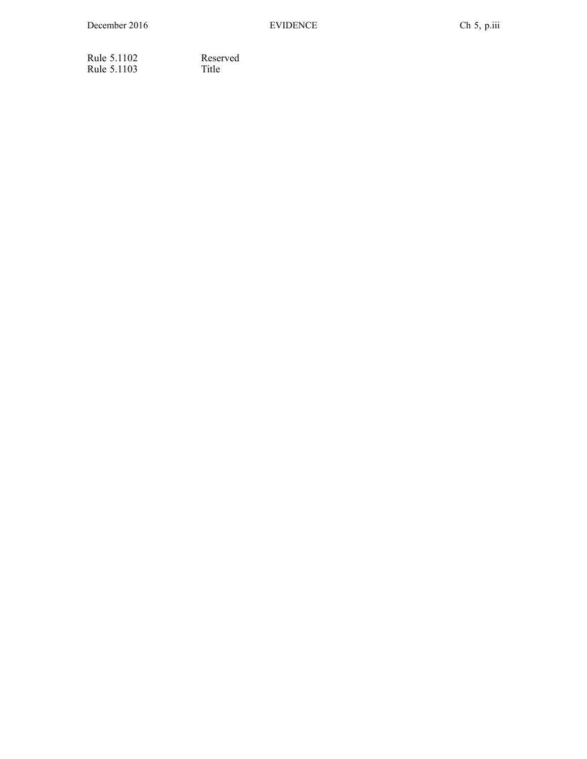| | |
|---|---|
| Rule 5.1102 | Reserved |
| Rule 5.1103 | Title |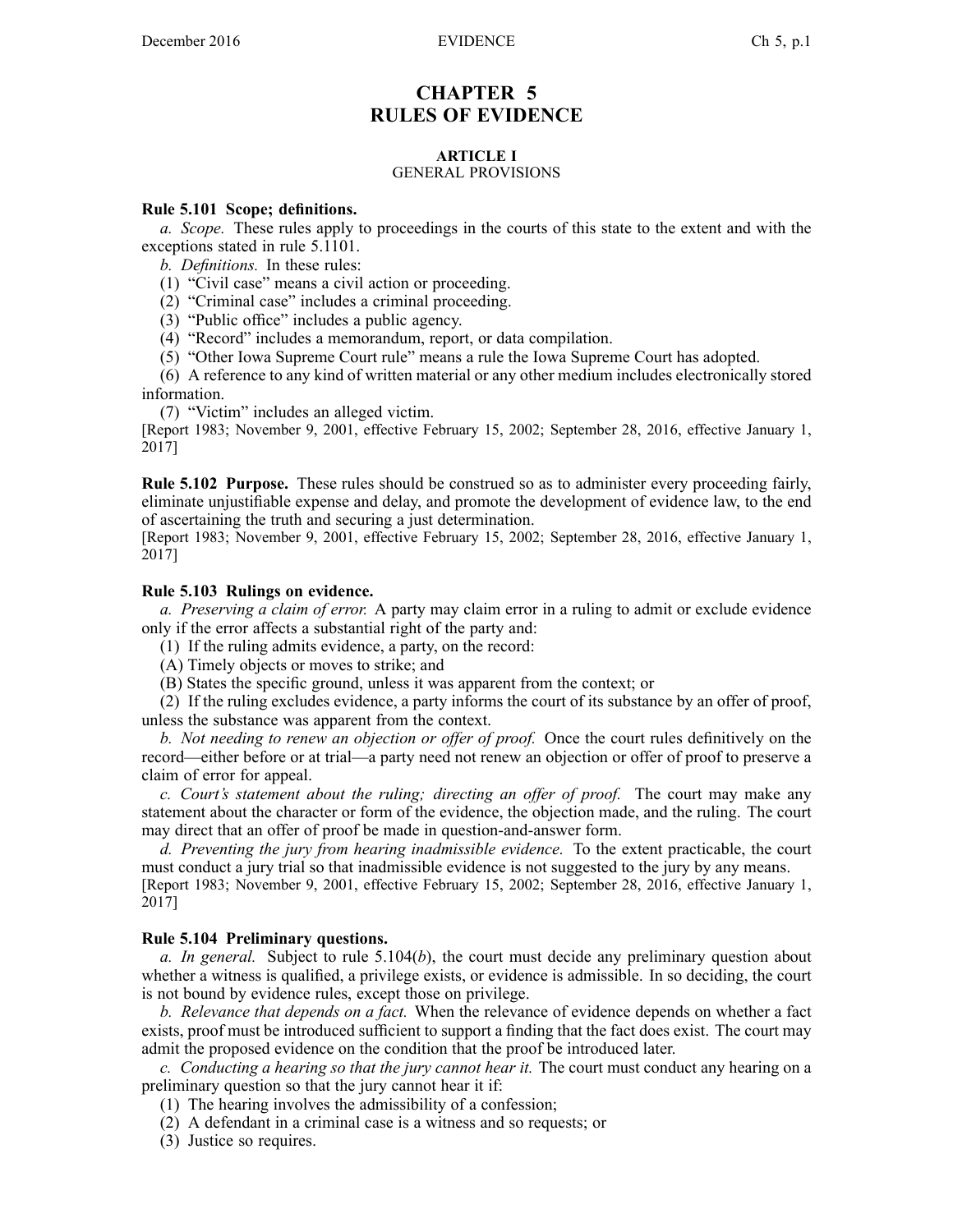# CHAPTER 5
# RULES OF EVIDENCE

## ARTICLE I
GENERAL PROVISIONS

**Rule 5.101 Scope; definitions.**

*a. Scope.* These rules apply to proceedings in the courts of this state to the extent and with the exceptions stated in rule 5.1101.

*b. Definitions.* In these rules:

(1) "Civil case" means a civil action or proceeding.

(2) "Criminal case" includes a criminal proceeding.

(3) "Public office" includes a public agency.

(4) "Record" includes a memorandum, report, or data compilation.

(5) "Other Iowa Supreme Court rule" means a rule the Iowa Supreme Court has adopted.

(6) A reference to any kind of written material or any other medium includes electronically stored information.

(7) "Victim" includes an alleged victim.

[Report 1983; November 9, 2001, effective February 15, 2002; September 28, 2016, effective January 1, 2017]

**Rule 5.102 Purpose.** These rules should be construed so as to administer every proceeding fairly, eliminate unjustifiable expense and delay, and promote the development of evidence law, to the end of ascertaining the truth and securing a just determination.

[Report 1983; November 9, 2001, effective February 15, 2002; September 28, 2016, effective January 1, 2017]

**Rule 5.103 Rulings on evidence.**

*a. Preserving a claim of error.* A party may claim error in a ruling to admit or exclude evidence only if the error affects a substantial right of the party and:

(1) If the ruling admits evidence, a party, on the record:

(A) Timely objects or moves to strike; and

(B) States the specific ground, unless it was apparent from the context; or

(2) If the ruling excludes evidence, a party informs the court of its substance by an offer of proof, unless the substance was apparent from the context.

*b. Not needing to renew an objection or offer of proof.* Once the court rules definitively on the record—either before or at trial—a party need not renew an objection or offer of proof to preserve a claim of error for appeal.

*c. Court's statement about the ruling; directing an offer of proof.* The court may make any statement about the character or form of the evidence, the objection made, and the ruling. The court may direct that an offer of proof be made in question-and-answer form.

*d. Preventing the jury from hearing inadmissible evidence.* To the extent practicable, the court must conduct a jury trial so that inadmissible evidence is not suggested to the jury by any means.

[Report 1983; November 9, 2001, effective February 15, 2002; September 28, 2016, effective January 1, 2017]

**Rule 5.104 Preliminary questions.**

*a. In general.* Subject to rule 5.104(*b*), the court must decide any preliminary question about whether a witness is qualified, a privilege exists, or evidence is admissible. In so deciding, the court is not bound by evidence rules, except those on privilege.

*b. Relevance that depends on a fact.* When the relevance of evidence depends on whether a fact exists, proof must be introduced sufficient to support a finding that the fact does exist. The court may admit the proposed evidence on the condition that the proof be introduced later.

*c. Conducting a hearing so that the jury cannot hear it.* The court must conduct any hearing on a preliminary question so that the jury cannot hear it if:

(1) The hearing involves the admissibility of a confession;

(2) A defendant in a criminal case is a witness and so requests; or

(3) Justice so requires.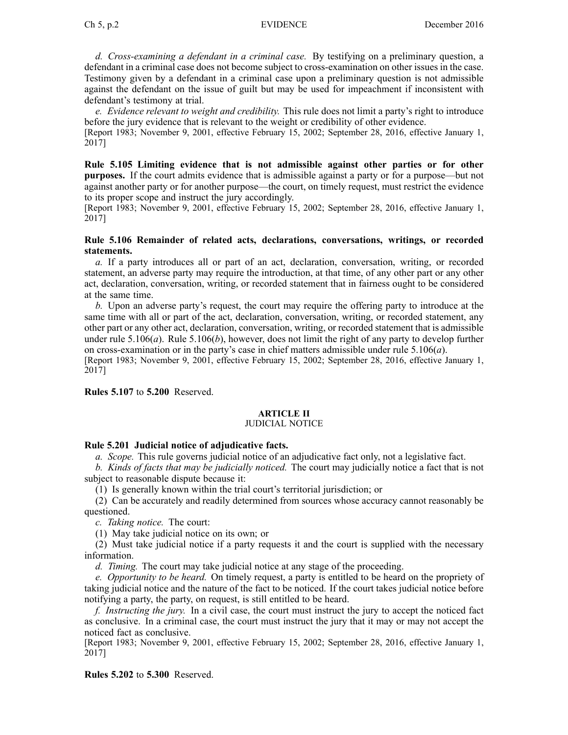*d. Cross-examining a defendant in a criminal case.* By testifying on a preliminary question, a defendant in a criminal case does not become subject to cross-examination on other issues in the case. Testimony given by a defendant in a criminal case upon a preliminary question is not admissible against the defendant on the issue of guilt but may be used for impeachment if inconsistent with defendant's testimony at trial.

*e. Evidence relevant to weight and credibility.* This rule does not limit a party's right to introduce before the jury evidence that is relevant to the weight or credibility of other evidence.

[Report 1983; November 9, 2001, effective February 15, 2002; September 28, 2016, effective January 1, 2017]

**Rule 5.105 Limiting evidence that is not admissible against other parties or for other purposes.** If the court admits evidence that is admissible against a party or for a purpose—but not against another party or for another purpose—the court, on timely request, must restrict the evidence to its proper scope and instruct the jury accordingly.

[Report 1983; November 9, 2001, effective February 15, 2002; September 28, 2016, effective January 1, 2017]

**Rule 5.106 Remainder of related acts, declarations, conversations, writings, or recorded statements.**

*a.* If a party introduces all or part of an act, declaration, conversation, writing, or recorded statement, an adverse party may require the introduction, at that time, of any other part or any other act, declaration, conversation, writing, or recorded statement that in fairness ought to be considered at the same time.

*b.* Upon an adverse party's request, the court may require the offering party to introduce at the same time with all or part of the act, declaration, conversation, writing, or recorded statement, any other part or any other act, declaration, conversation, writing, or recorded statement that is admissible under rule 5.106(*a*). Rule 5.106(*b*), however, does not limit the right of any party to develop further on cross-examination or in the party's case in chief matters admissible under rule 5.106(*a*).

[Report 1983; November 9, 2001, effective February 15, 2002; September 28, 2016, effective January 1, 2017]

**Rules 5.107** to **5.200** Reserved.

## ARTICLE II
JUDICIAL NOTICE

**Rule 5.201 Judicial notice of adjudicative facts.**

*a. Scope.* This rule governs judicial notice of an adjudicative fact only, not a legislative fact.

*b. Kinds of facts that may be judicially noticed.* The court may judicially notice a fact that is not subject to reasonable dispute because it:

(1) Is generally known within the trial court's territorial jurisdiction; or

(2) Can be accurately and readily determined from sources whose accuracy cannot reasonably be questioned.

*c. Taking notice.* The court:

(1) May take judicial notice on its own; or

(2) Must take judicial notice if a party requests it and the court is supplied with the necessary information.

*d. Timing.* The court may take judicial notice at any stage of the proceeding.

*e. Opportunity to be heard.* On timely request, a party is entitled to be heard on the propriety of taking judicial notice and the nature of the fact to be noticed. If the court takes judicial notice before notifying a party, the party, on request, is still entitled to be heard.

*f. Instructing the jury.* In a civil case, the court must instruct the jury to accept the noticed fact as conclusive. In a criminal case, the court must instruct the jury that it may or may not accept the noticed fact as conclusive.

[Report 1983; November 9, 2001, effective February 15, 2002; September 28, 2016, effective January 1, 2017]

**Rules 5.202** to **5.300** Reserved.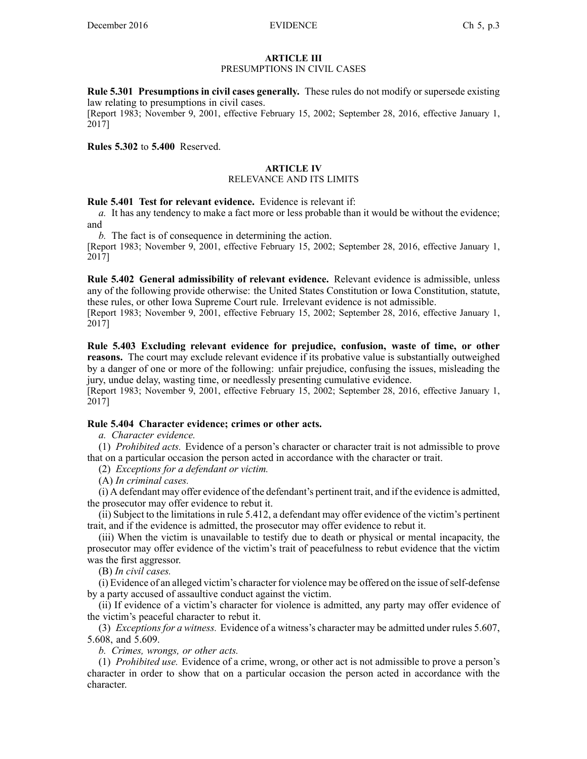## ARTICLE III
### PRESUMPTIONS IN CIVIL CASES

**Rule 5.301 Presumptions in civil cases generally.** These rules do not modify or supersede existing law relating to presumptions in civil cases.
[Report 1983; November 9, 2001, effective February 15, 2002; September 28, 2016, effective January 1, 2017]

**Rules 5.302** to **5.400** Reserved.

## ARTICLE IV
### RELEVANCE AND ITS LIMITS

**Rule 5.401 Test for relevant evidence.** Evidence is relevant if:

*a.* It has any tendency to make a fact more or less probable than it would be without the evidence; and

*b.* The fact is of consequence in determining the action.
[Report 1983; November 9, 2001, effective February 15, 2002; September 28, 2016, effective January 1, 2017]

**Rule 5.402 General admissibility of relevant evidence.** Relevant evidence is admissible, unless any of the following provide otherwise: the United States Constitution or Iowa Constitution, statute, these rules, or other Iowa Supreme Court rule. Irrelevant evidence is not admissible.
[Report 1983; November 9, 2001, effective February 15, 2002; September 28, 2016, effective January 1, 2017]

**Rule 5.403 Excluding relevant evidence for prejudice, confusion, waste of time, or other reasons.** The court may exclude relevant evidence if its probative value is substantially outweighed by a danger of one or more of the following: unfair prejudice, confusing the issues, misleading the jury, undue delay, wasting time, or needlessly presenting cumulative evidence.
[Report 1983; November 9, 2001, effective February 15, 2002; September 28, 2016, effective January 1, 2017]

**Rule 5.404 Character evidence; crimes or other acts.**

*a. Character evidence.*

(1) *Prohibited acts.* Evidence of a person's character or character trait is not admissible to prove that on a particular occasion the person acted in accordance with the character or trait.

(2) *Exceptions for a defendant or victim.*

(A) *In criminal cases.*

(i) A defendant may offer evidence of the defendant's pertinent trait, and if the evidence is admitted, the prosecutor may offer evidence to rebut it.

(ii) Subject to the limitations in rule 5.412, a defendant may offer evidence of the victim's pertinent trait, and if the evidence is admitted, the prosecutor may offer evidence to rebut it.

(iii) When the victim is unavailable to testify due to death or physical or mental incapacity, the prosecutor may offer evidence of the victim's trait of peacefulness to rebut evidence that the victim was the first aggressor.

(B) *In civil cases.*

(i) Evidence of an alleged victim's character for violence may be offered on the issue of self-defense by a party accused of assaultive conduct against the victim.

(ii) If evidence of a victim's character for violence is admitted, any party may offer evidence of the victim's peaceful character to rebut it.

(3) *Exceptions for a witness.* Evidence of a witness's character may be admitted under rules 5.607, 5.608, and 5.609.

*b. Crimes, wrongs, or other acts.*

(1) *Prohibited use.* Evidence of a crime, wrong, or other act is not admissible to prove a person's character in order to show that on a particular occasion the person acted in accordance with the character.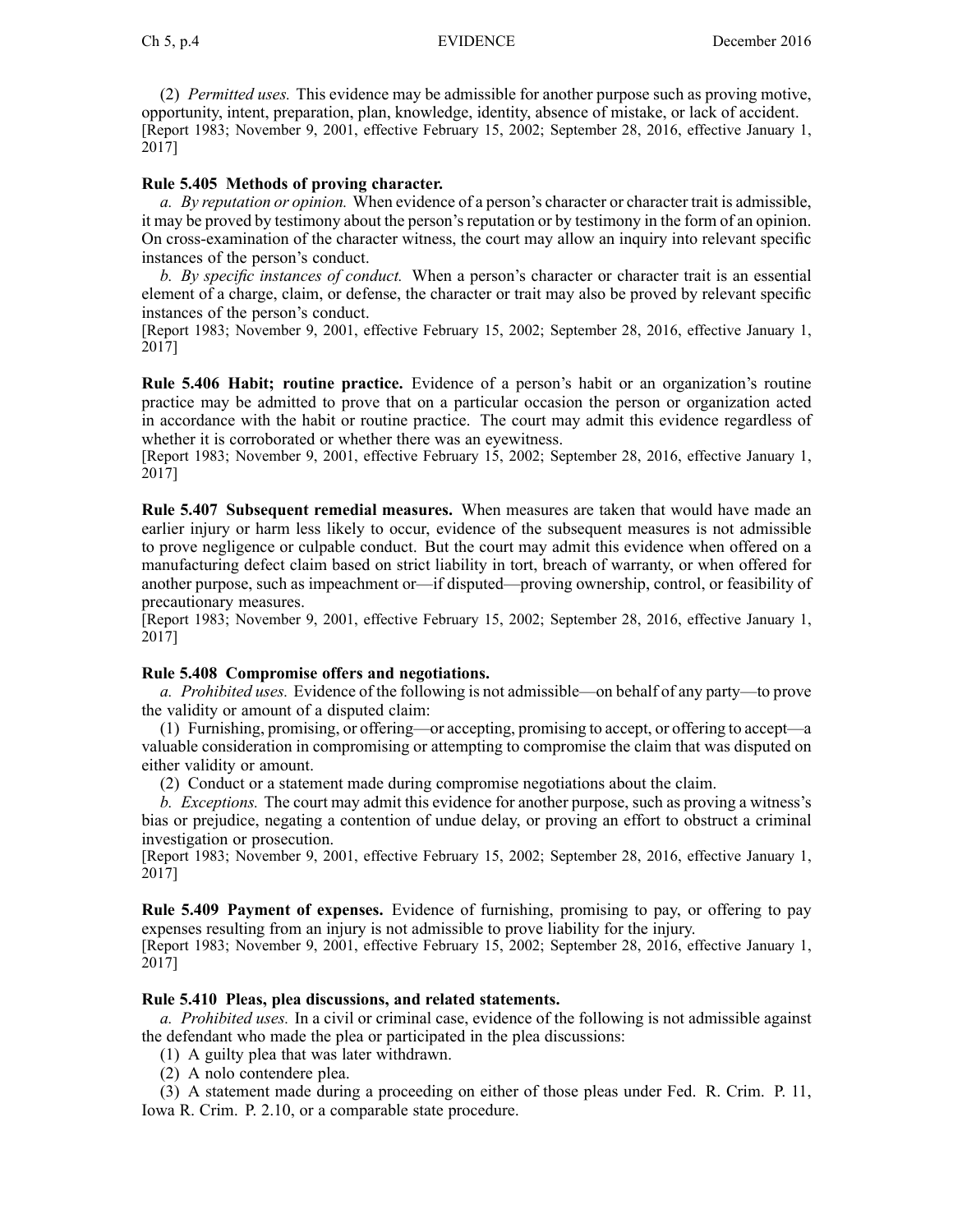(2) *Permitted uses.* This evidence may be admissible for another purpose such as proving motive, opportunity, intent, preparation, plan, knowledge, identity, absence of mistake, or lack of accident.
[Report 1983; November 9, 2001, effective February 15, 2002; September 28, 2016, effective January 1, 2017]

**Rule 5.405 Methods of proving character.**

*a. By reputation or opinion.* When evidence of a person's character or character trait is admissible, it may be proved by testimony about the person's reputation or by testimony in the form of an opinion. On cross-examination of the character witness, the court may allow an inquiry into relevant specific instances of the person's conduct.

*b. By specific instances of conduct.* When a person's character or character trait is an essential element of a charge, claim, or defense, the character or trait may also be proved by relevant specific instances of the person's conduct.
[Report 1983; November 9, 2001, effective February 15, 2002; September 28, 2016, effective January 1, 2017]

**Rule 5.406 Habit; routine practice.** Evidence of a person's habit or an organization's routine practice may be admitted to prove that on a particular occasion the person or organization acted in accordance with the habit or routine practice. The court may admit this evidence regardless of whether it is corroborated or whether there was an eyewitness.
[Report 1983; November 9, 2001, effective February 15, 2002; September 28, 2016, effective January 1, 2017]

**Rule 5.407 Subsequent remedial measures.** When measures are taken that would have made an earlier injury or harm less likely to occur, evidence of the subsequent measures is not admissible to prove negligence or culpable conduct. But the court may admit this evidence when offered on a manufacturing defect claim based on strict liability in tort, breach of warranty, or when offered for another purpose, such as impeachment or—if disputed—proving ownership, control, or feasibility of precautionary measures.
[Report 1983; November 9, 2001, effective February 15, 2002; September 28, 2016, effective January 1, 2017]

**Rule 5.408 Compromise offers and negotiations.**

*a. Prohibited uses.* Evidence of the following is not admissible—on behalf of any party—to prove the validity or amount of a disputed claim:

(1) Furnishing, promising, or offering—or accepting, promising to accept, or offering to accept—a valuable consideration in compromising or attempting to compromise the claim that was disputed on either validity or amount.

(2) Conduct or a statement made during compromise negotiations about the claim.

*b. Exceptions.* The court may admit this evidence for another purpose, such as proving a witness's bias or prejudice, negating a contention of undue delay, or proving an effort to obstruct a criminal investigation or prosecution.
[Report 1983; November 9, 2001, effective February 15, 2002; September 28, 2016, effective January 1, 2017]

**Rule 5.409 Payment of expenses.** Evidence of furnishing, promising to pay, or offering to pay expenses resulting from an injury is not admissible to prove liability for the injury.
[Report 1983; November 9, 2001, effective February 15, 2002; September 28, 2016, effective January 1, 2017]

**Rule 5.410 Pleas, plea discussions, and related statements.**

*a. Prohibited uses.* In a civil or criminal case, evidence of the following is not admissible against the defendant who made the plea or participated in the plea discussions:

(1) A guilty plea that was later withdrawn.

(2) A nolo contendere plea.

(3) A statement made during a proceeding on either of those pleas under Fed. R. Crim. P. 11, Iowa R. Crim. P. 2.10, or a comparable state procedure.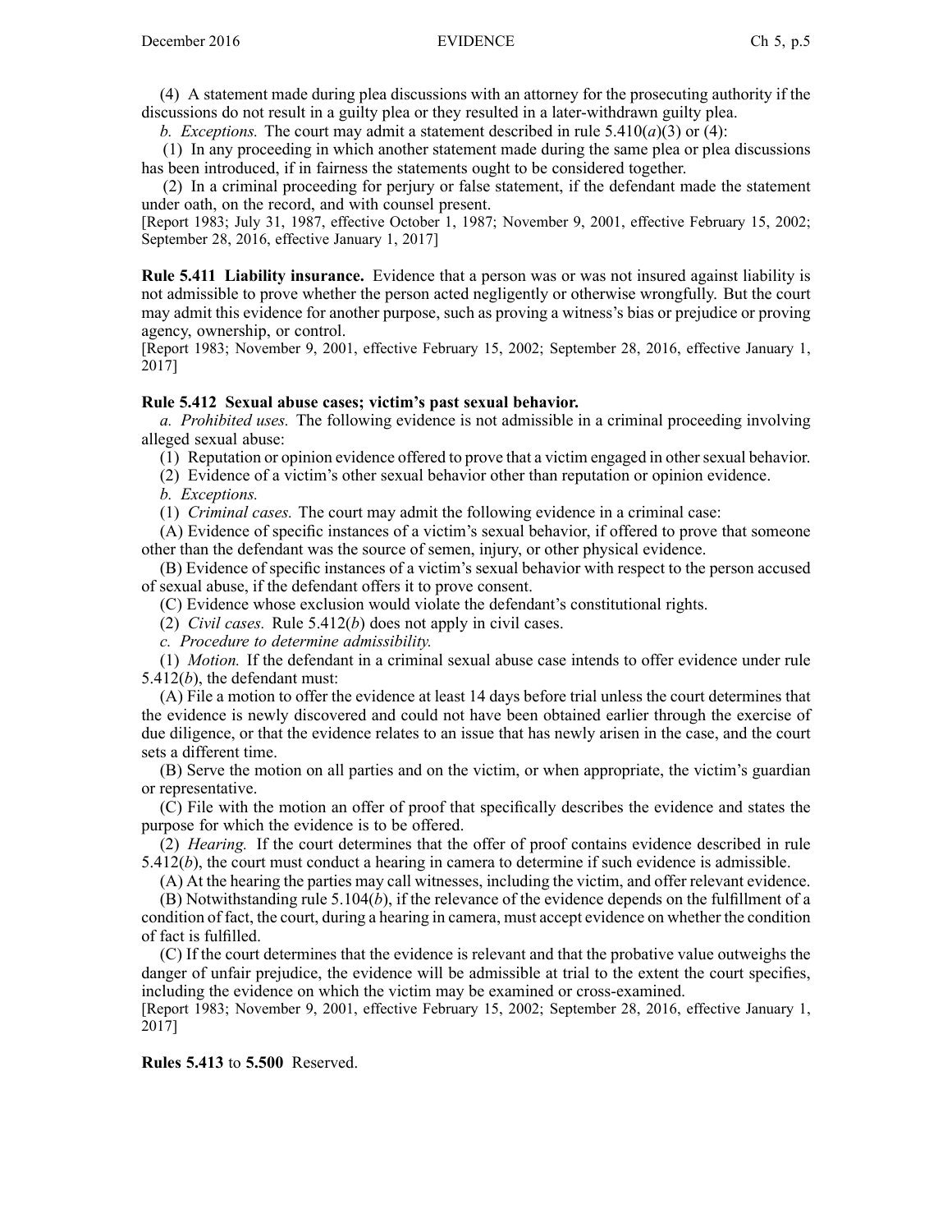(4) A statement made during plea discussions with an attorney for the prosecuting authority if the discussions do not result in a guilty plea or they resulted in a later-withdrawn guilty plea.

*b. Exceptions.* The court may admit a statement described in rule 5.410(*a*)(3) or (4):

(1) In any proceeding in which another statement made during the same plea or plea discussions has been introduced, if in fairness the statements ought to be considered together.

(2) In a criminal proceeding for perjury or false statement, if the defendant made the statement under oath, on the record, and with counsel present.

[Report 1983; July 31, 1987, effective October 1, 1987; November 9, 2001, effective February 15, 2002; September 28, 2016, effective January 1, 2017]

**Rule 5.411 Liability insurance.** Evidence that a person was or was not insured against liability is not admissible to prove whether the person acted negligently or otherwise wrongfully. But the court may admit this evidence for another purpose, such as proving a witness's bias or prejudice or proving agency, ownership, or control.

[Report 1983; November 9, 2001, effective February 15, 2002; September 28, 2016, effective January 1, 2017]

**Rule 5.412 Sexual abuse cases; victim's past sexual behavior.**

*a. Prohibited uses.* The following evidence is not admissible in a criminal proceeding involving alleged sexual abuse:

(1) Reputation or opinion evidence offered to prove that a victim engaged in other sexual behavior.

(2) Evidence of a victim's other sexual behavior other than reputation or opinion evidence.

*b. Exceptions.*

(1) *Criminal cases.* The court may admit the following evidence in a criminal case:

(A) Evidence of specific instances of a victim's sexual behavior, if offered to prove that someone other than the defendant was the source of semen, injury, or other physical evidence.

(B) Evidence of specific instances of a victim's sexual behavior with respect to the person accused of sexual abuse, if the defendant offers it to prove consent.

(C) Evidence whose exclusion would violate the defendant's constitutional rights.

(2) *Civil cases.* Rule 5.412(*b*) does not apply in civil cases.

*c. Procedure to determine admissibility.*

(1) *Motion.* If the defendant in a criminal sexual abuse case intends to offer evidence under rule 5.412(*b*), the defendant must:

(A) File a motion to offer the evidence at least 14 days before trial unless the court determines that the evidence is newly discovered and could not have been obtained earlier through the exercise of due diligence, or that the evidence relates to an issue that has newly arisen in the case, and the court sets a different time.

(B) Serve the motion on all parties and on the victim, or when appropriate, the victim's guardian or representative.

(C) File with the motion an offer of proof that specifically describes the evidence and states the purpose for which the evidence is to be offered.

(2) *Hearing.* If the court determines that the offer of proof contains evidence described in rule 5.412(*b*), the court must conduct a hearing in camera to determine if such evidence is admissible.

(A) At the hearing the parties may call witnesses, including the victim, and offer relevant evidence.

(B) Notwithstanding rule 5.104(*b*), if the relevance of the evidence depends on the fulfillment of a condition of fact, the court, during a hearing in camera, must accept evidence on whether the condition of fact is fulfilled.

(C) If the court determines that the evidence is relevant and that the probative value outweighs the danger of unfair prejudice, the evidence will be admissible at trial to the extent the court specifies, including the evidence on which the victim may be examined or cross-examined.

[Report 1983; November 9, 2001, effective February 15, 2002; September 28, 2016, effective January 1, 2017]

**Rules 5.413** to **5.500** Reserved.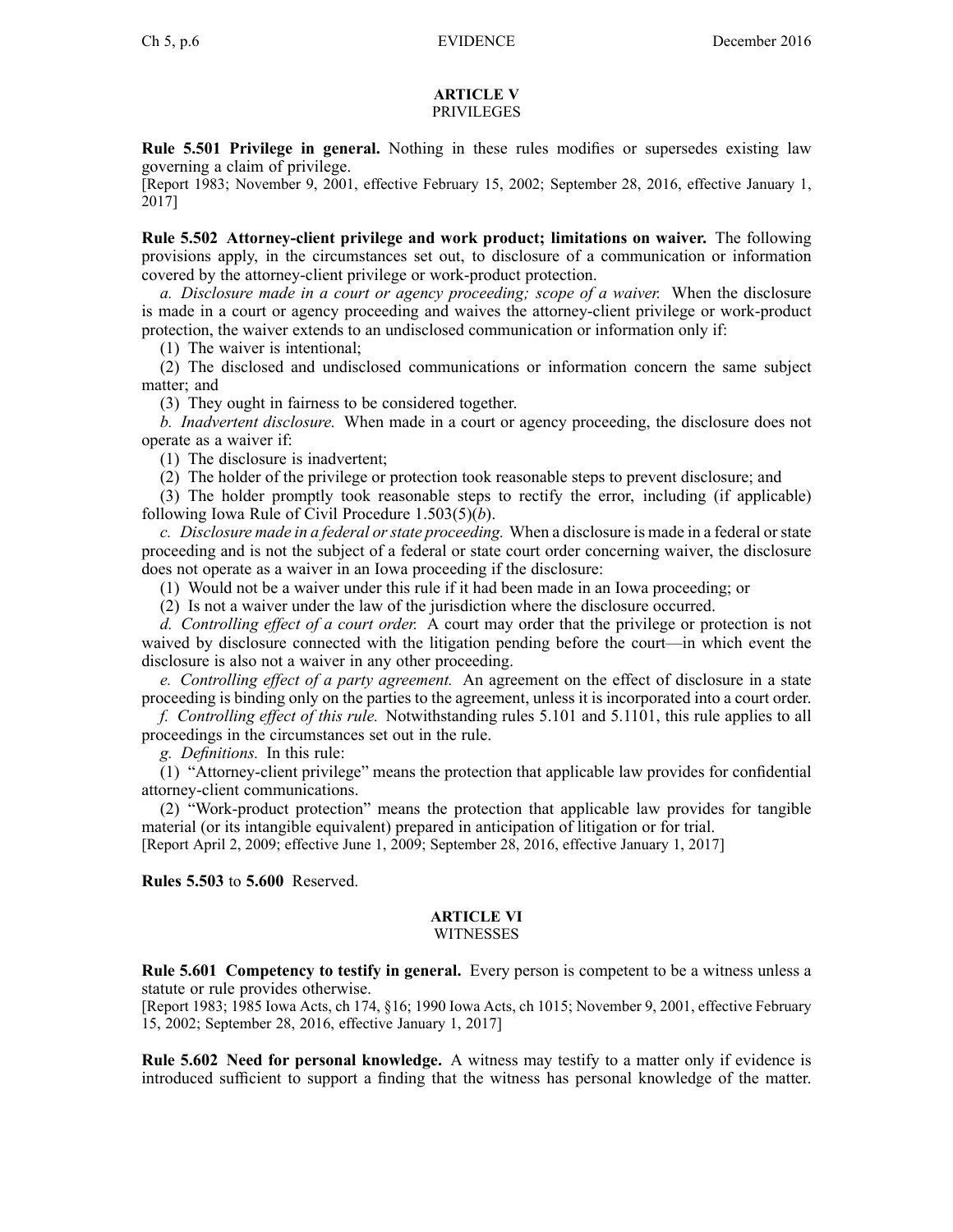## ARTICLE V
### PRIVILEGES

**Rule 5.501 Privilege in general.** Nothing in these rules modifies or supersedes existing law governing a claim of privilege.
[Report 1983; November 9, 2001, effective February 15, 2002; September 28, 2016, effective January 1, 2017]

**Rule 5.502 Attorney-client privilege and work product; limitations on waiver.** The following provisions apply, in the circumstances set out, to disclosure of a communication or information covered by the attorney-client privilege or work-product protection.

*a. Disclosure made in a court or agency proceeding; scope of a waiver.* When the disclosure is made in a court or agency proceeding and waives the attorney-client privilege or work-product protection, the waiver extends to an undisclosed communication or information only if:

(1) The waiver is intentional;

(2) The disclosed and undisclosed communications or information concern the same subject matter; and

(3) They ought in fairness to be considered together.

*b. Inadvertent disclosure.* When made in a court or agency proceeding, the disclosure does not operate as a waiver if:

(1) The disclosure is inadvertent;

(2) The holder of the privilege or protection took reasonable steps to prevent disclosure; and

(3) The holder promptly took reasonable steps to rectify the error, including (if applicable) following Iowa Rule of Civil Procedure 1.503(5)(*b*).

*c. Disclosure made in a federal or state proceeding.* When a disclosure is made in a federal or state proceeding and is not the subject of a federal or state court order concerning waiver, the disclosure does not operate as a waiver in an Iowa proceeding if the disclosure:

(1) Would not be a waiver under this rule if it had been made in an Iowa proceeding; or

(2) Is not a waiver under the law of the jurisdiction where the disclosure occurred.

*d. Controlling effect of a court order.* A court may order that the privilege or protection is not waived by disclosure connected with the litigation pending before the court—in which event the disclosure is also not a waiver in any other proceeding.

*e. Controlling effect of a party agreement.* An agreement on the effect of disclosure in a state proceeding is binding only on the parties to the agreement, unless it is incorporated into a court order.

*f. Controlling effect of this rule.* Notwithstanding rules 5.101 and 5.1101, this rule applies to all proceedings in the circumstances set out in the rule.

*g. Definitions.* In this rule:

(1) "Attorney-client privilege" means the protection that applicable law provides for confidential attorney-client communications.

(2) "Work-product protection" means the protection that applicable law provides for tangible material (or its intangible equivalent) prepared in anticipation of litigation or for trial.
[Report April 2, 2009; effective June 1, 2009; September 28, 2016, effective January 1, 2017]

**Rules 5.503** to **5.600** Reserved.

## ARTICLE VI
### WITNESSES

**Rule 5.601 Competency to testify in general.** Every person is competent to be a witness unless a statute or rule provides otherwise.
[Report 1983; 1985 Iowa Acts, ch 174, §16; 1990 Iowa Acts, ch 1015; November 9, 2001, effective February 15, 2002; September 28, 2016, effective January 1, 2017]

**Rule 5.602 Need for personal knowledge.** A witness may testify to a matter only if evidence is introduced sufficient to support a finding that the witness has personal knowledge of the matter.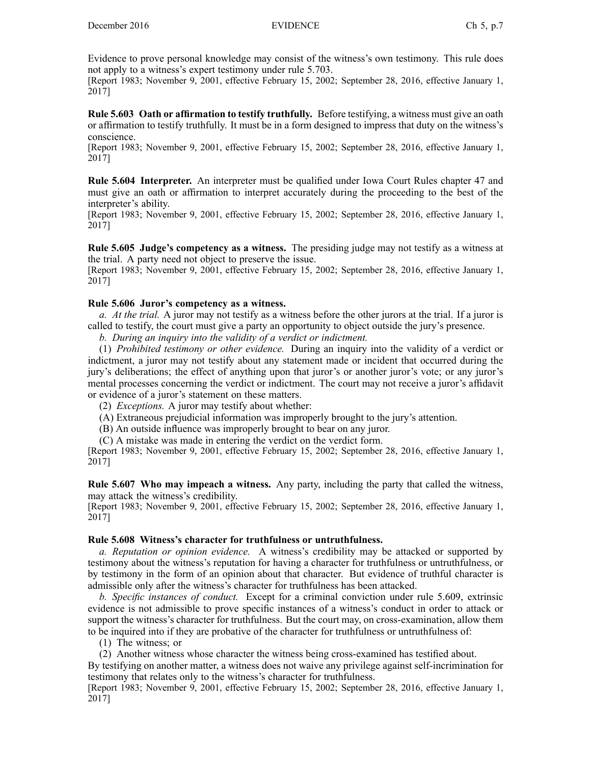Evidence to prove personal knowledge may consist of the witness's own testimony. This rule does not apply to a witness's expert testimony under rule 5.703.
[Report 1983; November 9, 2001, effective February 15, 2002; September 28, 2016, effective January 1, 2017]

**Rule 5.603 Oath or affirmation to testify truthfully.** Before testifying, a witness must give an oath or affirmation to testify truthfully. It must be in a form designed to impress that duty on the witness's conscience.
[Report 1983; November 9, 2001, effective February 15, 2002; September 28, 2016, effective January 1, 2017]

**Rule 5.604 Interpreter.** An interpreter must be qualified under Iowa Court Rules chapter 47 and must give an oath or affirmation to interpret accurately during the proceeding to the best of the interpreter's ability.
[Report 1983; November 9, 2001, effective February 15, 2002; September 28, 2016, effective January 1, 2017]

**Rule 5.605 Judge's competency as a witness.** The presiding judge may not testify as a witness at the trial. A party need not object to preserve the issue.
[Report 1983; November 9, 2001, effective February 15, 2002; September 28, 2016, effective January 1, 2017]

**Rule 5.606 Juror's competency as a witness.**

*a. At the trial.* A juror may not testify as a witness before the other jurors at the trial. If a juror is called to testify, the court must give a party an opportunity to object outside the jury's presence.

*b. During an inquiry into the validity of a verdict or indictment.*

(1) *Prohibited testimony or other evidence.* During an inquiry into the validity of a verdict or indictment, a juror may not testify about any statement made or incident that occurred during the jury's deliberations; the effect of anything upon that juror's or another juror's vote; or any juror's mental processes concerning the verdict or indictment. The court may not receive a juror's affidavit or evidence of a juror's statement on these matters.

(2) *Exceptions.* A juror may testify about whether:

(A) Extraneous prejudicial information was improperly brought to the jury's attention.

(B) An outside influence was improperly brought to bear on any juror.

(C) A mistake was made in entering the verdict on the verdict form.

[Report 1983; November 9, 2001, effective February 15, 2002; September 28, 2016, effective January 1, 2017]

**Rule 5.607 Who may impeach a witness.** Any party, including the party that called the witness, may attack the witness's credibility.
[Report 1983; November 9, 2001, effective February 15, 2002; September 28, 2016, effective January 1, 2017]

**Rule 5.608 Witness's character for truthfulness or untruthfulness.**

*a. Reputation or opinion evidence.* A witness's credibility may be attacked or supported by testimony about the witness's reputation for having a character for truthfulness or untruthfulness, or by testimony in the form of an opinion about that character. But evidence of truthful character is admissible only after the witness's character for truthfulness has been attacked.

*b. Specific instances of conduct.* Except for a criminal conviction under rule 5.609, extrinsic evidence is not admissible to prove specific instances of a witness's conduct in order to attack or support the witness's character for truthfulness. But the court may, on cross-examination, allow them to be inquired into if they are probative of the character for truthfulness or untruthfulness of:

(1) The witness; or

(2) Another witness whose character the witness being cross-examined has testified about.

By testifying on another matter, a witness does not waive any privilege against self-incrimination for testimony that relates only to the witness's character for truthfulness.
[Report 1983; November 9, 2001, effective February 15, 2002; September 28, 2016, effective January 1, 2017]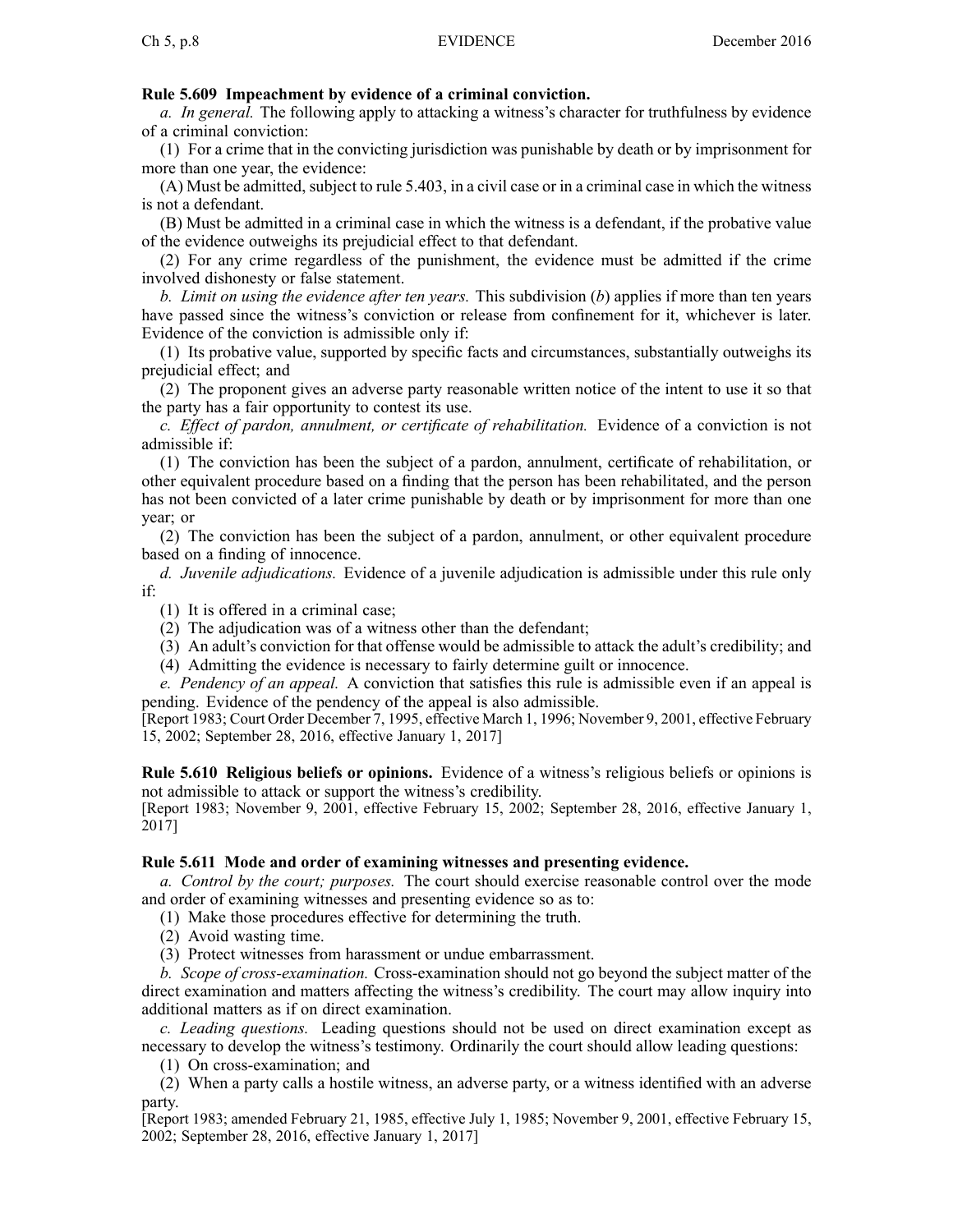**Rule 5.609 Impeachment by evidence of a criminal conviction.**

*a. In general.* The following apply to attacking a witness's character for truthfulness by evidence of a criminal conviction:

(1) For a crime that in the convicting jurisdiction was punishable by death or by imprisonment for more than one year, the evidence:

(A) Must be admitted, subject to rule 5.403, in a civil case or in a criminal case in which the witness is not a defendant.

(B) Must be admitted in a criminal case in which the witness is a defendant, if the probative value of the evidence outweighs its prejudicial effect to that defendant.

(2) For any crime regardless of the punishment, the evidence must be admitted if the crime involved dishonesty or false statement.

*b. Limit on using the evidence after ten years.* This subdivision (*b*) applies if more than ten years have passed since the witness's conviction or release from confinement for it, whichever is later. Evidence of the conviction is admissible only if:

(1) Its probative value, supported by specific facts and circumstances, substantially outweighs its prejudicial effect; and

(2) The proponent gives an adverse party reasonable written notice of the intent to use it so that the party has a fair opportunity to contest its use.

*c. Effect of pardon, annulment, or certificate of rehabilitation.* Evidence of a conviction is not admissible if:

(1) The conviction has been the subject of a pardon, annulment, certificate of rehabilitation, or other equivalent procedure based on a finding that the person has been rehabilitated, and the person has not been convicted of a later crime punishable by death or by imprisonment for more than one year; or

(2) The conviction has been the subject of a pardon, annulment, or other equivalent procedure based on a finding of innocence.

*d. Juvenile adjudications.* Evidence of a juvenile adjudication is admissible under this rule only if:

(1) It is offered in a criminal case;

(2) The adjudication was of a witness other than the defendant;

(3) An adult's conviction for that offense would be admissible to attack the adult's credibility; and

(4) Admitting the evidence is necessary to fairly determine guilt or innocence.

*e. Pendency of an appeal.* A conviction that satisfies this rule is admissible even if an appeal is pending. Evidence of the pendency of the appeal is also admissible.

[Report 1983; Court Order December 7, 1995, effective March 1, 1996; November 9, 2001, effective February 15, 2002; September 28, 2016, effective January 1, 2017]

**Rule 5.610 Religious beliefs or opinions.** Evidence of a witness's religious beliefs or opinions is not admissible to attack or support the witness's credibility.

[Report 1983; November 9, 2001, effective February 15, 2002; September 28, 2016, effective January 1, 2017]

**Rule 5.611 Mode and order of examining witnesses and presenting evidence.**

*a. Control by the court; purposes.* The court should exercise reasonable control over the mode and order of examining witnesses and presenting evidence so as to:

(1) Make those procedures effective for determining the truth.

(2) Avoid wasting time.

(3) Protect witnesses from harassment or undue embarrassment.

*b. Scope of cross-examination.* Cross-examination should not go beyond the subject matter of the direct examination and matters affecting the witness's credibility. The court may allow inquiry into additional matters as if on direct examination.

*c. Leading questions.* Leading questions should not be used on direct examination except as necessary to develop the witness's testimony. Ordinarily the court should allow leading questions:

(1) On cross-examination; and

(2) When a party calls a hostile witness, an adverse party, or a witness identified with an adverse party.

[Report 1983; amended February 21, 1985, effective July 1, 1985; November 9, 2001, effective February 15, 2002; September 28, 2016, effective January 1, 2017]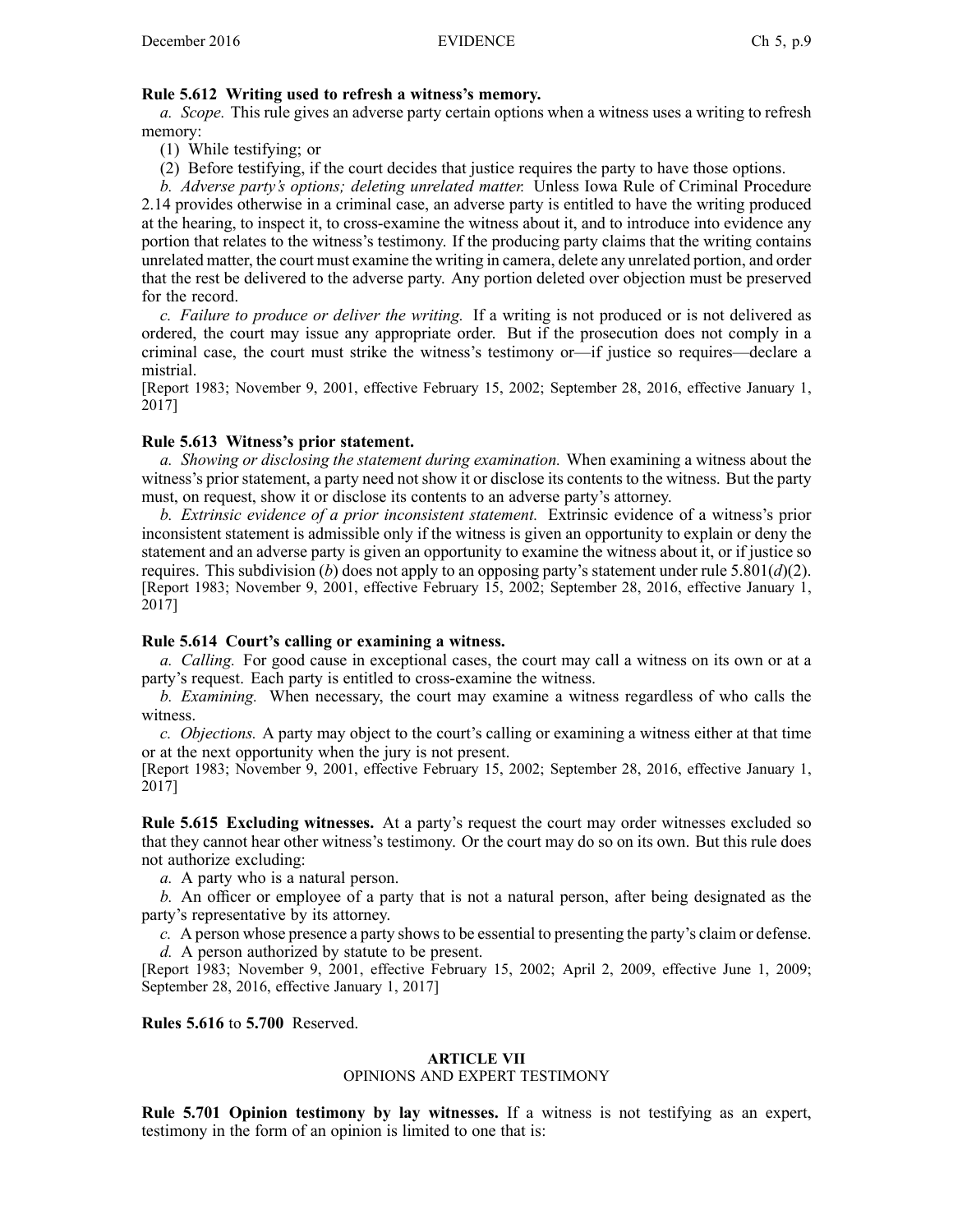**Rule 5.612 Writing used to refresh a witness's memory.**

*a. Scope.* This rule gives an adverse party certain options when a witness uses a writing to refresh memory:

(1) While testifying; or

(2) Before testifying, if the court decides that justice requires the party to have those options.

*b. Adverse party's options; deleting unrelated matter.* Unless Iowa Rule of Criminal Procedure 2.14 provides otherwise in a criminal case, an adverse party is entitled to have the writing produced at the hearing, to inspect it, to cross-examine the witness about it, and to introduce into evidence any portion that relates to the witness's testimony. If the producing party claims that the writing contains unrelated matter, the court must examine the writing in camera, delete any unrelated portion, and order that the rest be delivered to the adverse party. Any portion deleted over objection must be preserved for the record.

*c. Failure to produce or deliver the writing.* If a writing is not produced or is not delivered as ordered, the court may issue any appropriate order. But if the prosecution does not comply in a criminal case, the court must strike the witness's testimony or—if justice so requires—declare a mistrial.

[Report 1983; November 9, 2001, effective February 15, 2002; September 28, 2016, effective January 1, 2017]

**Rule 5.613 Witness's prior statement.**

*a. Showing or disclosing the statement during examination.* When examining a witness about the witness's prior statement, a party need not show it or disclose its contents to the witness. But the party must, on request, show it or disclose its contents to an adverse party's attorney.

*b. Extrinsic evidence of a prior inconsistent statement.* Extrinsic evidence of a witness's prior inconsistent statement is admissible only if the witness is given an opportunity to explain or deny the statement and an adverse party is given an opportunity to examine the witness about it, or if justice so requires. This subdivision (*b*) does not apply to an opposing party's statement under rule 5.801(*d*)(2).

[Report 1983; November 9, 2001, effective February 15, 2002; September 28, 2016, effective January 1, 2017]

**Rule 5.614 Court's calling or examining a witness.**

*a. Calling.* For good cause in exceptional cases, the court may call a witness on its own or at a party's request. Each party is entitled to cross-examine the witness.

*b. Examining.* When necessary, the court may examine a witness regardless of who calls the witness.

*c. Objections.* A party may object to the court's calling or examining a witness either at that time or at the next opportunity when the jury is not present.

[Report 1983; November 9, 2001, effective February 15, 2002; September 28, 2016, effective January 1, 2017]

**Rule 5.615 Excluding witnesses.** At a party's request the court may order witnesses excluded so that they cannot hear other witness's testimony. Or the court may do so on its own. But this rule does not authorize excluding:

*a.* A party who is a natural person.

*b.* An officer or employee of a party that is not a natural person, after being designated as the party's representative by its attorney.

*c.* A person whose presence a party shows to be essential to presenting the party's claim or defense.

*d.* A person authorized by statute to be present.

[Report 1983; November 9, 2001, effective February 15, 2002; April 2, 2009, effective June 1, 2009; September 28, 2016, effective January 1, 2017]

**Rules 5.616** to **5.700** Reserved.

## ARTICLE VII
## OPINIONS AND EXPERT TESTIMONY

**Rule 5.701 Opinion testimony by lay witnesses.** If a witness is not testifying as an expert, testimony in the form of an opinion is limited to one that is: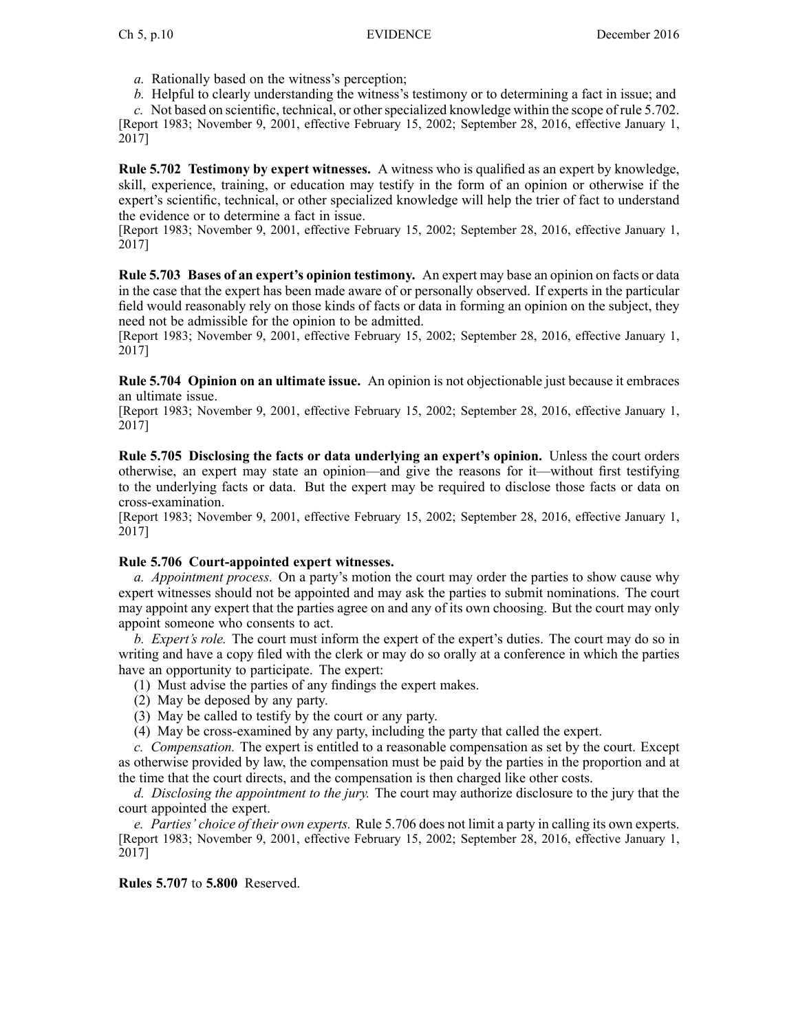*a.* Rationally based on the witness's perception;

*b.* Helpful to clearly understanding the witness's testimony or to determining a fact in issue; and

*c.* Not based on scientific, technical, or other specialized knowledge within the scope of rule 5.702.

[Report 1983; November 9, 2001, effective February 15, 2002; September 28, 2016, effective January 1, 2017]

**Rule 5.702 Testimony by expert witnesses.** A witness who is qualified as an expert by knowledge, skill, experience, training, or education may testify in the form of an opinion or otherwise if the expert's scientific, technical, or other specialized knowledge will help the trier of fact to understand the evidence or to determine a fact in issue.

[Report 1983; November 9, 2001, effective February 15, 2002; September 28, 2016, effective January 1, 2017]

**Rule 5.703 Bases of an expert's opinion testimony.** An expert may base an opinion on facts or data in the case that the expert has been made aware of or personally observed. If experts in the particular field would reasonably rely on those kinds of facts or data in forming an opinion on the subject, they need not be admissible for the opinion to be admitted.

[Report 1983; November 9, 2001, effective February 15, 2002; September 28, 2016, effective January 1, 2017]

**Rule 5.704 Opinion on an ultimate issue.** An opinion is not objectionable just because it embraces an ultimate issue.

[Report 1983; November 9, 2001, effective February 15, 2002; September 28, 2016, effective January 1, 2017]

**Rule 5.705 Disclosing the facts or data underlying an expert's opinion.** Unless the court orders otherwise, an expert may state an opinion—and give the reasons for it—without first testifying to the underlying facts or data. But the expert may be required to disclose those facts or data on cross-examination.

[Report 1983; November 9, 2001, effective February 15, 2002; September 28, 2016, effective January 1, 2017]

**Rule 5.706 Court-appointed expert witnesses.**

*a. Appointment process.* On a party's motion the court may order the parties to show cause why expert witnesses should not be appointed and may ask the parties to submit nominations. The court may appoint any expert that the parties agree on and any of its own choosing. But the court may only appoint someone who consents to act.

*b. Expert's role.* The court must inform the expert of the expert's duties. The court may do so in writing and have a copy filed with the clerk or may do so orally at a conference in which the parties have an opportunity to participate. The expert:

(1) Must advise the parties of any findings the expert makes.

(2) May be deposed by any party.

(3) May be called to testify by the court or any party.

(4) May be cross-examined by any party, including the party that called the expert.

*c. Compensation.* The expert is entitled to a reasonable compensation as set by the court. Except as otherwise provided by law, the compensation must be paid by the parties in the proportion and at the time that the court directs, and the compensation is then charged like other costs.

*d. Disclosing the appointment to the jury.* The court may authorize disclosure to the jury that the court appointed the expert.

*e. Parties' choice of their own experts.* Rule 5.706 does not limit a party in calling its own experts.

[Report 1983; November 9, 2001, effective February 15, 2002; September 28, 2016, effective January 1, 2017]

**Rules 5.707** to **5.800** Reserved.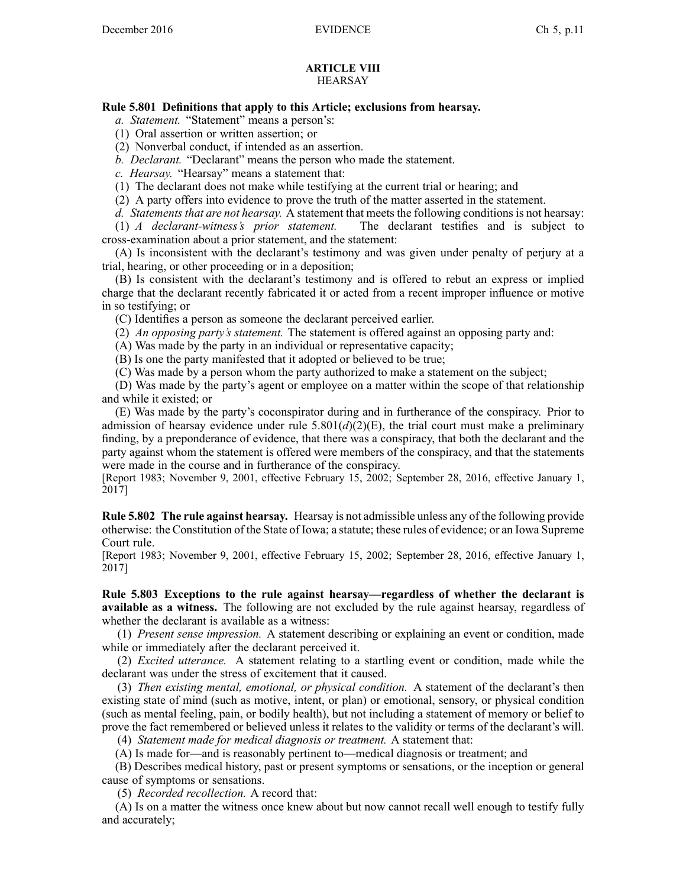## ARTICLE VIII
### HEARSAY

**Rule 5.801 Definitions that apply to this Article; exclusions from hearsay.**

*a. Statement.* "Statement" means a person's:

(1) Oral assertion or written assertion; or

(2) Nonverbal conduct, if intended as an assertion.

*b. Declarant.* "Declarant" means the person who made the statement.

*c. Hearsay.* "Hearsay" means a statement that:

(1) The declarant does not make while testifying at the current trial or hearing; and

(2) A party offers into evidence to prove the truth of the matter asserted in the statement.

*d. Statements that are not hearsay.* A statement that meets the following conditions is not hearsay:

(1) *A declarant-witness's prior statement.* The declarant testifies and is subject to cross-examination about a prior statement, and the statement:

(A) Is inconsistent with the declarant's testimony and was given under penalty of perjury at a trial, hearing, or other proceeding or in a deposition;

(B) Is consistent with the declarant's testimony and is offered to rebut an express or implied charge that the declarant recently fabricated it or acted from a recent improper influence or motive in so testifying; or

(C) Identifies a person as someone the declarant perceived earlier.

(2) *An opposing party's statement.* The statement is offered against an opposing party and:

(A) Was made by the party in an individual or representative capacity;

(B) Is one the party manifested that it adopted or believed to be true;

(C) Was made by a person whom the party authorized to make a statement on the subject;

(D) Was made by the party's agent or employee on a matter within the scope of that relationship and while it existed; or

(E) Was made by the party's coconspirator during and in furtherance of the conspiracy. Prior to admission of hearsay evidence under rule 5.801(*d*)(2)(E), the trial court must make a preliminary finding, by a preponderance of evidence, that there was a conspiracy, that both the declarant and the party against whom the statement is offered were members of the conspiracy, and that the statements were made in the course and in furtherance of the conspiracy.

[Report 1983; November 9, 2001, effective February 15, 2002; September 28, 2016, effective January 1, 2017]

**Rule 5.802 The rule against hearsay.** Hearsay is not admissible unless any of the following provide otherwise: the Constitution of the State of Iowa; a statute; these rules of evidence; or an Iowa Supreme Court rule.

[Report 1983; November 9, 2001, effective February 15, 2002; September 28, 2016, effective January 1, 2017]

**Rule 5.803 Exceptions to the rule against hearsay—regardless of whether the declarant is available as a witness.** The following are not excluded by the rule against hearsay, regardless of whether the declarant is available as a witness:

(1) *Present sense impression.* A statement describing or explaining an event or condition, made while or immediately after the declarant perceived it.

(2) *Excited utterance.* A statement relating to a startling event or condition, made while the declarant was under the stress of excitement that it caused.

(3) *Then existing mental, emotional, or physical condition.* A statement of the declarant's then existing state of mind (such as motive, intent, or plan) or emotional, sensory, or physical condition (such as mental feeling, pain, or bodily health), but not including a statement of memory or belief to prove the fact remembered or believed unless it relates to the validity or terms of the declarant's will.

(4) *Statement made for medical diagnosis or treatment.* A statement that:

(A) Is made for—and is reasonably pertinent to—medical diagnosis or treatment; and

(B) Describes medical history, past or present symptoms or sensations, or the inception or general cause of symptoms or sensations.

(5) *Recorded recollection.* A record that:

(A) Is on a matter the witness once knew about but now cannot recall well enough to testify fully and accurately;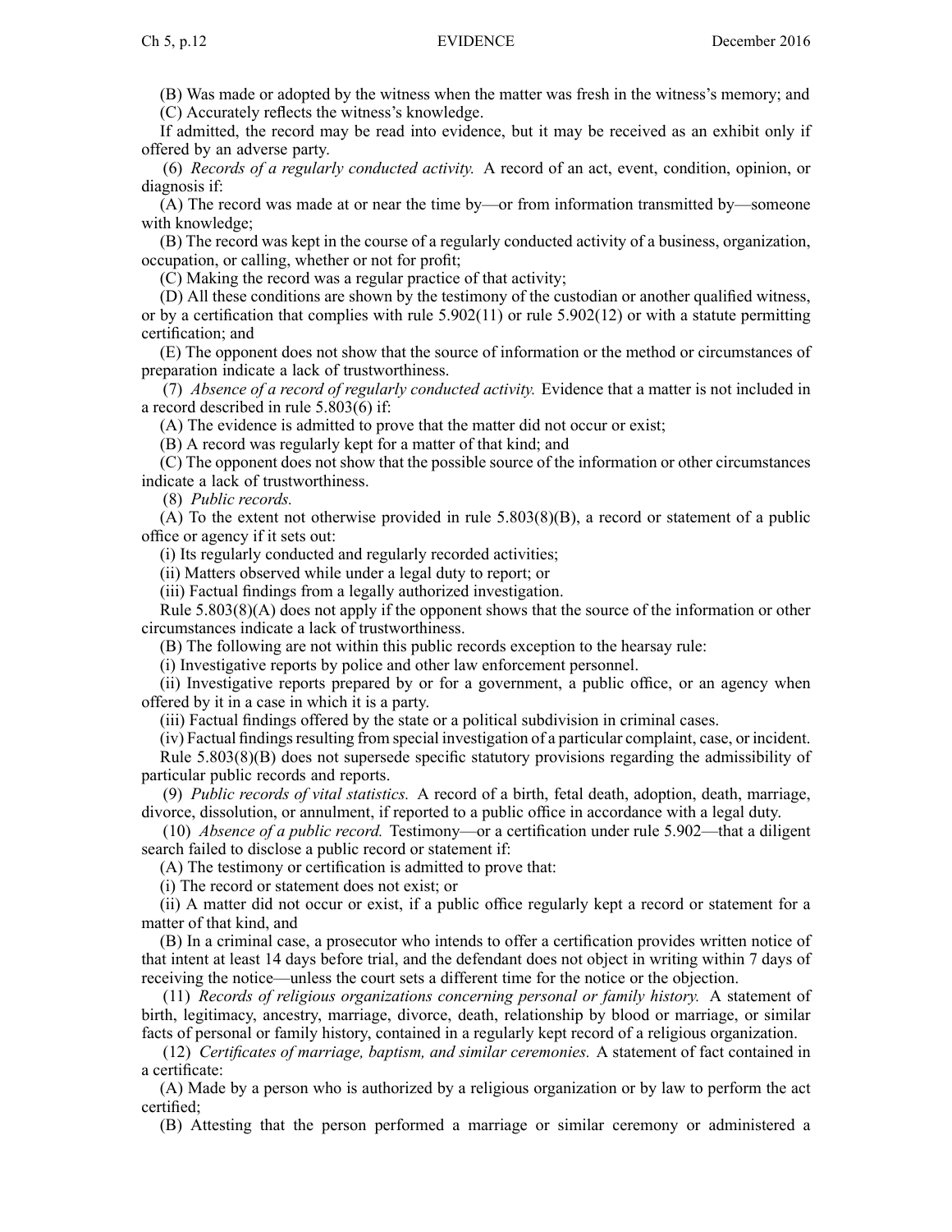(B) Was made or adopted by the witness when the matter was fresh in the witness's memory; and

(C) Accurately reflects the witness's knowledge.

If admitted, the record may be read into evidence, but it may be received as an exhibit only if offered by an adverse party.

(6) *Records of a regularly conducted activity.* A record of an act, event, condition, opinion, or diagnosis if:

(A) The record was made at or near the time by—or from information transmitted by—someone with knowledge;

(B) The record was kept in the course of a regularly conducted activity of a business, organization, occupation, or calling, whether or not for profit;

(C) Making the record was a regular practice of that activity;

(D) All these conditions are shown by the testimony of the custodian or another qualified witness, or by a certification that complies with rule 5.902(11) or rule 5.902(12) or with a statute permitting certification; and

(E) The opponent does not show that the source of information or the method or circumstances of preparation indicate a lack of trustworthiness.

(7) *Absence of a record of regularly conducted activity.* Evidence that a matter is not included in a record described in rule 5.803(6) if:

(A) The evidence is admitted to prove that the matter did not occur or exist;

(B) A record was regularly kept for a matter of that kind; and

(C) The opponent does not show that the possible source of the information or other circumstances indicate a lack of trustworthiness.

(8) *Public records.*

(A) To the extent not otherwise provided in rule 5.803(8)(B), a record or statement of a public office or agency if it sets out:

(i) Its regularly conducted and regularly recorded activities;

(ii) Matters observed while under a legal duty to report; or

(iii) Factual findings from a legally authorized investigation.

Rule 5.803(8)(A) does not apply if the opponent shows that the source of the information or other circumstances indicate a lack of trustworthiness.

(B) The following are not within this public records exception to the hearsay rule:

(i) Investigative reports by police and other law enforcement personnel.

(ii) Investigative reports prepared by or for a government, a public office, or an agency when offered by it in a case in which it is a party.

(iii) Factual findings offered by the state or a political subdivision in criminal cases.

(iv) Factual findings resulting from special investigation of a particular complaint, case, or incident.

Rule 5.803(8)(B) does not supersede specific statutory provisions regarding the admissibility of particular public records and reports.

(9) *Public records of vital statistics.* A record of a birth, fetal death, adoption, death, marriage, divorce, dissolution, or annulment, if reported to a public office in accordance with a legal duty.

(10) *Absence of a public record.* Testimony—or a certification under rule 5.902—that a diligent search failed to disclose a public record or statement if:

(A) The testimony or certification is admitted to prove that:

(i) The record or statement does not exist; or

(ii) A matter did not occur or exist, if a public office regularly kept a record or statement for a matter of that kind, and

(B) In a criminal case, a prosecutor who intends to offer a certification provides written notice of that intent at least 14 days before trial, and the defendant does not object in writing within 7 days of receiving the notice—unless the court sets a different time for the notice or the objection.

(11) *Records of religious organizations concerning personal or family history.* A statement of birth, legitimacy, ancestry, marriage, divorce, death, relationship by blood or marriage, or similar facts of personal or family history, contained in a regularly kept record of a religious organization.

(12) *Certificates of marriage, baptism, and similar ceremonies.* A statement of fact contained in a certificate:

(A) Made by a person who is authorized by a religious organization or by law to perform the act certified;

(B) Attesting that the person performed a marriage or similar ceremony or administered a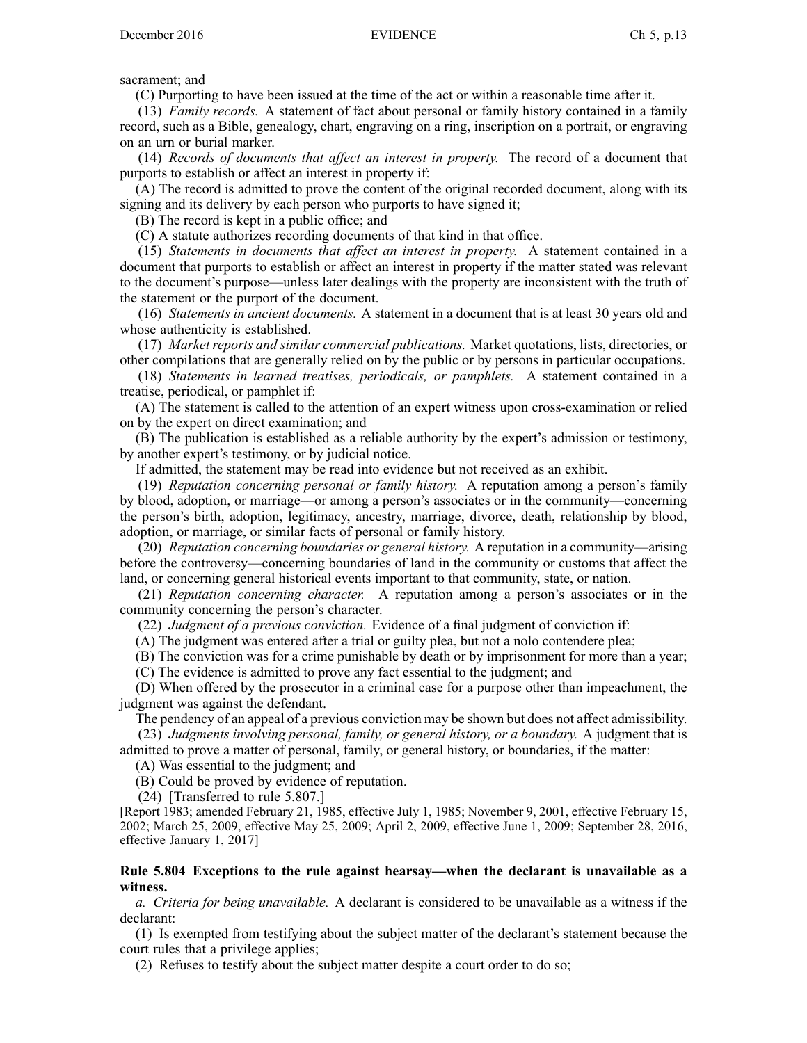sacrament; and

(C) Purporting to have been issued at the time of the act or within a reasonable time after it.

(13) *Family records.* A statement of fact about personal or family history contained in a family record, such as a Bible, genealogy, chart, engraving on a ring, inscription on a portrait, or engraving on an urn or burial marker.

(14) *Records of documents that affect an interest in property.* The record of a document that purports to establish or affect an interest in property if:

(A) The record is admitted to prove the content of the original recorded document, along with its signing and its delivery by each person who purports to have signed it;

(B) The record is kept in a public office; and

(C) A statute authorizes recording documents of that kind in that office.

(15) *Statements in documents that affect an interest in property.* A statement contained in a document that purports to establish or affect an interest in property if the matter stated was relevant to the document's purpose—unless later dealings with the property are inconsistent with the truth of the statement or the purport of the document.

(16) *Statements in ancient documents.* A statement in a document that is at least 30 years old and whose authenticity is established.

(17) *Market reports and similar commercial publications.* Market quotations, lists, directories, or other compilations that are generally relied on by the public or by persons in particular occupations.

(18) *Statements in learned treatises, periodicals, or pamphlets.* A statement contained in a treatise, periodical, or pamphlet if:

(A) The statement is called to the attention of an expert witness upon cross-examination or relied on by the expert on direct examination; and

(B) The publication is established as a reliable authority by the expert's admission or testimony, by another expert's testimony, or by judicial notice.

If admitted, the statement may be read into evidence but not received as an exhibit.

(19) *Reputation concerning personal or family history.* A reputation among a person's family by blood, adoption, or marriage—or among a person's associates or in the community—concerning the person's birth, adoption, legitimacy, ancestry, marriage, divorce, death, relationship by blood, adoption, or marriage, or similar facts of personal or family history.

(20) *Reputation concerning boundaries or general history.* A reputation in a community—arising before the controversy—concerning boundaries of land in the community or customs that affect the land, or concerning general historical events important to that community, state, or nation.

(21) *Reputation concerning character.* A reputation among a person's associates or in the community concerning the person's character.

(22) *Judgment of a previous conviction.* Evidence of a final judgment of conviction if:

(A) The judgment was entered after a trial or guilty plea, but not a nolo contendere plea;

(B) The conviction was for a crime punishable by death or by imprisonment for more than a year;

(C) The evidence is admitted to prove any fact essential to the judgment; and

(D) When offered by the prosecutor in a criminal case for a purpose other than impeachment, the judgment was against the defendant.

The pendency of an appeal of a previous conviction may be shown but does not affect admissibility.

(23) *Judgments involving personal, family, or general history, or a boundary.* A judgment that is admitted to prove a matter of personal, family, or general history, or boundaries, if the matter:

(A) Was essential to the judgment; and

(B) Could be proved by evidence of reputation.

(24) [Transferred to rule 5.807.]

[Report 1983; amended February 21, 1985, effective July 1, 1985; November 9, 2001, effective February 15, 2002; March 25, 2009, effective May 25, 2009; April 2, 2009, effective June 1, 2009; September 28, 2016, effective January 1, 2017]

**Rule 5.804 Exceptions to the rule against hearsay—when the declarant is unavailable as a witness.**

*a. Criteria for being unavailable.* A declarant is considered to be unavailable as a witness if the declarant:

(1) Is exempted from testifying about the subject matter of the declarant's statement because the court rules that a privilege applies;

(2) Refuses to testify about the subject matter despite a court order to do so;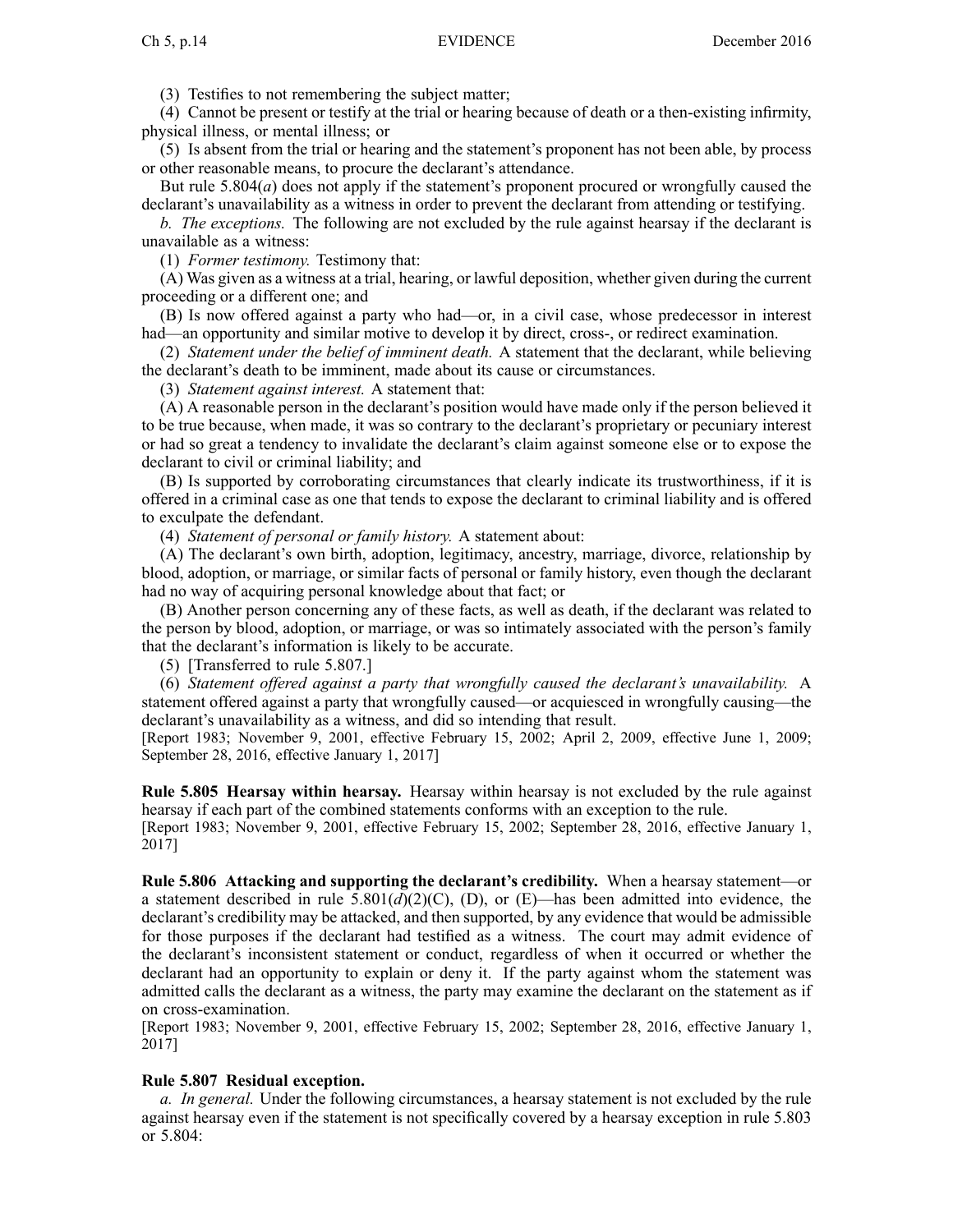(3) Testifies to not remembering the subject matter;

(4) Cannot be present or testify at the trial or hearing because of death or a then-existing infirmity, physical illness, or mental illness; or

(5) Is absent from the trial or hearing and the statement's proponent has not been able, by process or other reasonable means, to procure the declarant's attendance.

But rule 5.804(*a*) does not apply if the statement's proponent procured or wrongfully caused the declarant's unavailability as a witness in order to prevent the declarant from attending or testifying.

*b. The exceptions.* The following are not excluded by the rule against hearsay if the declarant is unavailable as a witness:

(1) *Former testimony.* Testimony that:

(A) Was given as a witness at a trial, hearing, or lawful deposition, whether given during the current proceeding or a different one; and

(B) Is now offered against a party who had—or, in a civil case, whose predecessor in interest had—an opportunity and similar motive to develop it by direct, cross-, or redirect examination.

(2) *Statement under the belief of imminent death.* A statement that the declarant, while believing the declarant's death to be imminent, made about its cause or circumstances.

(3) *Statement against interest.* A statement that:

(A) A reasonable person in the declarant's position would have made only if the person believed it to be true because, when made, it was so contrary to the declarant's proprietary or pecuniary interest or had so great a tendency to invalidate the declarant's claim against someone else or to expose the declarant to civil or criminal liability; and

(B) Is supported by corroborating circumstances that clearly indicate its trustworthiness, if it is offered in a criminal case as one that tends to expose the declarant to criminal liability and is offered to exculpate the defendant.

(4) *Statement of personal or family history.* A statement about:

(A) The declarant's own birth, adoption, legitimacy, ancestry, marriage, divorce, relationship by blood, adoption, or marriage, or similar facts of personal or family history, even though the declarant had no way of acquiring personal knowledge about that fact; or

(B) Another person concerning any of these facts, as well as death, if the declarant was related to the person by blood, adoption, or marriage, or was so intimately associated with the person's family that the declarant's information is likely to be accurate.

(5) [Transferred to rule 5.807.]

(6) *Statement offered against a party that wrongfully caused the declarant's unavailability.* A statement offered against a party that wrongfully caused—or acquiesced in wrongfully causing—the declarant's unavailability as a witness, and did so intending that result.

[Report 1983; November 9, 2001, effective February 15, 2002; April 2, 2009, effective June 1, 2009; September 28, 2016, effective January 1, 2017]

**Rule 5.805 Hearsay within hearsay.** Hearsay within hearsay is not excluded by the rule against hearsay if each part of the combined statements conforms with an exception to the rule.

[Report 1983; November 9, 2001, effective February 15, 2002; September 28, 2016, effective January 1, 2017]

**Rule 5.806 Attacking and supporting the declarant's credibility.** When a hearsay statement—or a statement described in rule 5.801(*d*)(2)(C), (D), or (E)—has been admitted into evidence, the declarant's credibility may be attacked, and then supported, by any evidence that would be admissible for those purposes if the declarant had testified as a witness. The court may admit evidence of the declarant's inconsistent statement or conduct, regardless of when it occurred or whether the declarant had an opportunity to explain or deny it. If the party against whom the statement was admitted calls the declarant as a witness, the party may examine the declarant on the statement as if on cross-examination.

[Report 1983; November 9, 2001, effective February 15, 2002; September 28, 2016, effective January 1, 2017]

**Rule 5.807 Residual exception.**

*a. In general.* Under the following circumstances, a hearsay statement is not excluded by the rule against hearsay even if the statement is not specifically covered by a hearsay exception in rule 5.803 or 5.804: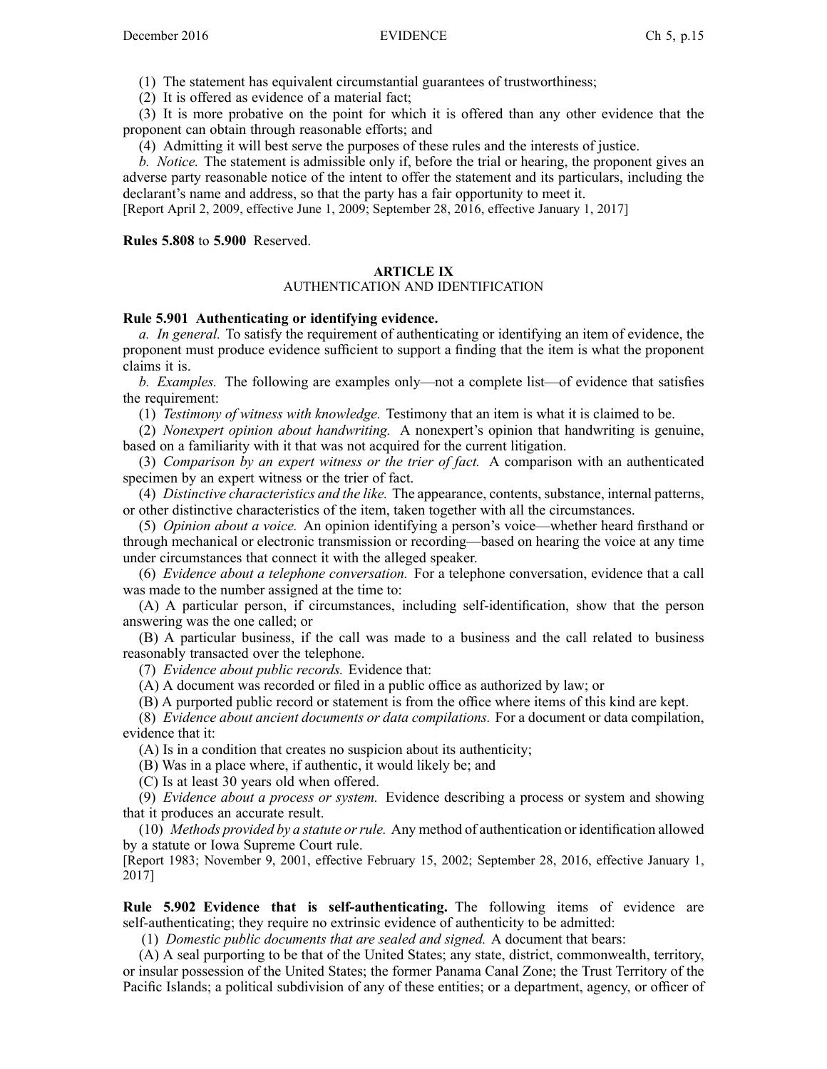(1) The statement has equivalent circumstantial guarantees of trustworthiness;

(2) It is offered as evidence of a material fact;

(3) It is more probative on the point for which it is offered than any other evidence that the proponent can obtain through reasonable efforts; and

(4) Admitting it will best serve the purposes of these rules and the interests of justice.

*b. Notice.* The statement is admissible only if, before the trial or hearing, the proponent gives an adverse party reasonable notice of the intent to offer the statement and its particulars, including the declarant's name and address, so that the party has a fair opportunity to meet it.

[Report April 2, 2009, effective June 1, 2009; September 28, 2016, effective January 1, 2017]

**Rules 5.808** to **5.900** Reserved.

## ARTICLE IX
## AUTHENTICATION AND IDENTIFICATION

**Rule 5.901 Authenticating or identifying evidence.**

*a. In general.* To satisfy the requirement of authenticating or identifying an item of evidence, the proponent must produce evidence sufficient to support a finding that the item is what the proponent claims it is.

*b. Examples.* The following are examples only—not a complete list—of evidence that satisfies the requirement:

(1) *Testimony of witness with knowledge.* Testimony that an item is what it is claimed to be.

(2) *Nonexpert opinion about handwriting.* A nonexpert's opinion that handwriting is genuine, based on a familiarity with it that was not acquired for the current litigation.

(3) *Comparison by an expert witness or the trier of fact.* A comparison with an authenticated specimen by an expert witness or the trier of fact.

(4) *Distinctive characteristics and the like.* The appearance, contents, substance, internal patterns, or other distinctive characteristics of the item, taken together with all the circumstances.

(5) *Opinion about a voice.* An opinion identifying a person's voice—whether heard firsthand or through mechanical or electronic transmission or recording—based on hearing the voice at any time under circumstances that connect it with the alleged speaker.

(6) *Evidence about a telephone conversation.* For a telephone conversation, evidence that a call was made to the number assigned at the time to:

(A) A particular person, if circumstances, including self-identification, show that the person answering was the one called; or

(B) A particular business, if the call was made to a business and the call related to business reasonably transacted over the telephone.

(7) *Evidence about public records.* Evidence that:

(A) A document was recorded or filed in a public office as authorized by law; or

(B) A purported public record or statement is from the office where items of this kind are kept.

(8) *Evidence about ancient documents or data compilations.* For a document or data compilation, evidence that it:

(A) Is in a condition that creates no suspicion about its authenticity;

(B) Was in a place where, if authentic, it would likely be; and

(C) Is at least 30 years old when offered.

(9) *Evidence about a process or system.* Evidence describing a process or system and showing that it produces an accurate result.

(10) *Methods provided by a statute or rule.* Any method of authentication or identification allowed by a statute or Iowa Supreme Court rule.

[Report 1983; November 9, 2001, effective February 15, 2002; September 28, 2016, effective January 1, 2017]

**Rule 5.902 Evidence that is self-authenticating.** The following items of evidence are self-authenticating; they require no extrinsic evidence of authenticity to be admitted:

(1) *Domestic public documents that are sealed and signed.* A document that bears:

(A) A seal purporting to be that of the United States; any state, district, commonwealth, territory, or insular possession of the United States; the former Panama Canal Zone; the Trust Territory of the Pacific Islands; a political subdivision of any of these entities; or a department, agency, or officer of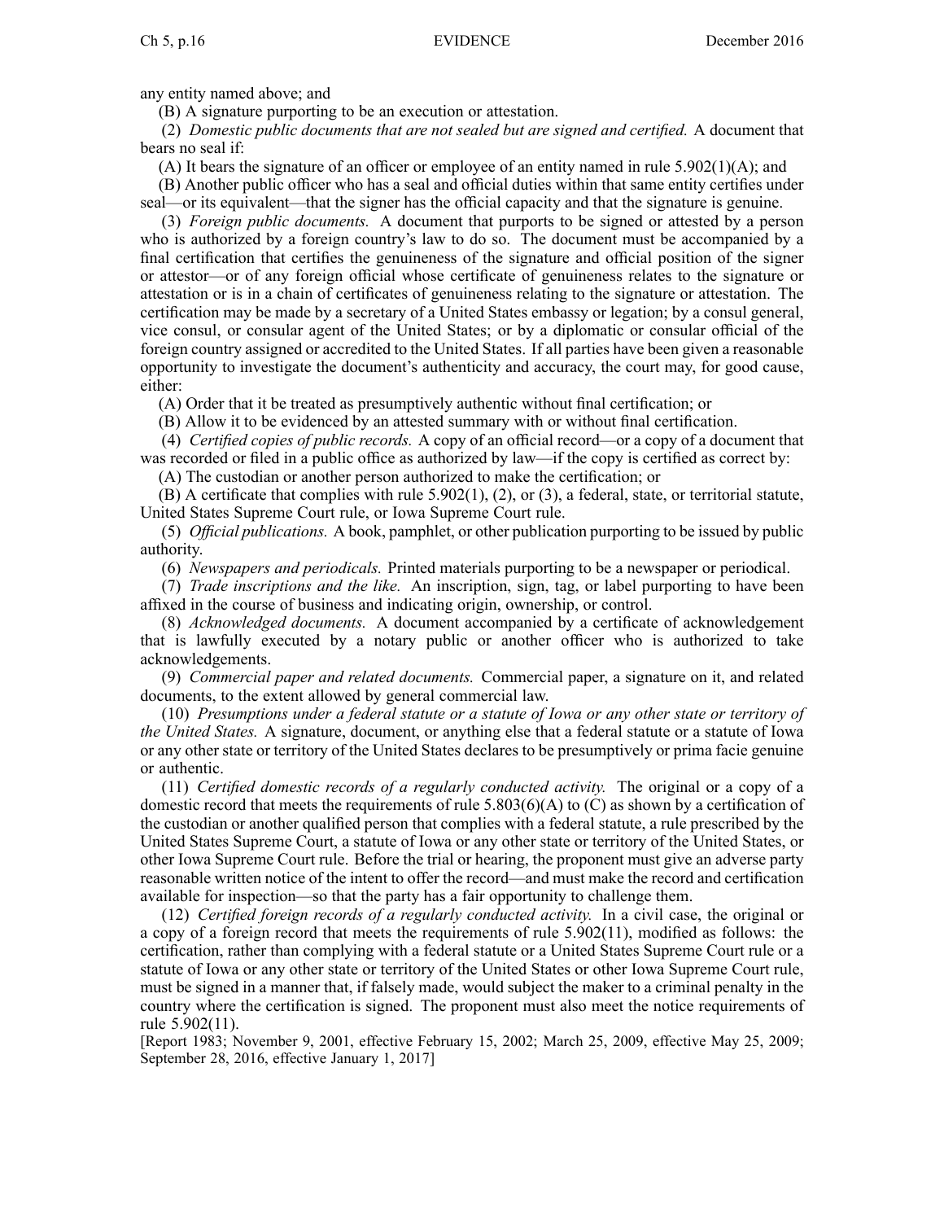any entity named above; and

(B) A signature purporting to be an execution or attestation.

(2) *Domestic public documents that are not sealed but are signed and certified.* A document that bears no seal if:

(A) It bears the signature of an officer or employee of an entity named in rule 5.902(1)(A); and

(B) Another public officer who has a seal and official duties within that same entity certifies under seal—or its equivalent—that the signer has the official capacity and that the signature is genuine.

(3) *Foreign public documents.* A document that purports to be signed or attested by a person who is authorized by a foreign country's law to do so. The document must be accompanied by a final certification that certifies the genuineness of the signature and official position of the signer or attestor—or of any foreign official whose certificate of genuineness relates to the signature or attestation or is in a chain of certificates of genuineness relating to the signature or attestation. The certification may be made by a secretary of a United States embassy or legation; by a consul general, vice consul, or consular agent of the United States; or by a diplomatic or consular official of the foreign country assigned or accredited to the United States. If all parties have been given a reasonable opportunity to investigate the document's authenticity and accuracy, the court may, for good cause, either:

(A) Order that it be treated as presumptively authentic without final certification; or

(B) Allow it to be evidenced by an attested summary with or without final certification.

(4) *Certified copies of public records.* A copy of an official record—or a copy of a document that was recorded or filed in a public office as authorized by law—if the copy is certified as correct by:

(A) The custodian or another person authorized to make the certification; or

(B) A certificate that complies with rule 5.902(1), (2), or (3), a federal, state, or territorial statute, United States Supreme Court rule, or Iowa Supreme Court rule.

(5) *Official publications.* A book, pamphlet, or other publication purporting to be issued by public authority.

(6) *Newspapers and periodicals.* Printed materials purporting to be a newspaper or periodical.

(7) *Trade inscriptions and the like.* An inscription, sign, tag, or label purporting to have been affixed in the course of business and indicating origin, ownership, or control.

(8) *Acknowledged documents.* A document accompanied by a certificate of acknowledgement that is lawfully executed by a notary public or another officer who is authorized to take acknowledgements.

(9) *Commercial paper and related documents.* Commercial paper, a signature on it, and related documents, to the extent allowed by general commercial law.

(10) *Presumptions under a federal statute or a statute of Iowa or any other state or territory of the United States.* A signature, document, or anything else that a federal statute or a statute of Iowa or any other state or territory of the United States declares to be presumptively or prima facie genuine or authentic.

(11) *Certified domestic records of a regularly conducted activity.* The original or a copy of a domestic record that meets the requirements of rule 5.803(6)(A) to (C) as shown by a certification of the custodian or another qualified person that complies with a federal statute, a rule prescribed by the United States Supreme Court, a statute of Iowa or any other state or territory of the United States, or other Iowa Supreme Court rule. Before the trial or hearing, the proponent must give an adverse party reasonable written notice of the intent to offer the record—and must make the record and certification available for inspection—so that the party has a fair opportunity to challenge them.

(12) *Certified foreign records of a regularly conducted activity.* In a civil case, the original or a copy of a foreign record that meets the requirements of rule 5.902(11), modified as follows: the certification, rather than complying with a federal statute or a United States Supreme Court rule or a statute of Iowa or any other state or territory of the United States or other Iowa Supreme Court rule, must be signed in a manner that, if falsely made, would subject the maker to a criminal penalty in the country where the certification is signed. The proponent must also meet the notice requirements of rule 5.902(11).

[Report 1983; November 9, 2001, effective February 15, 2002; March 25, 2009, effective May 25, 2009; September 28, 2016, effective January 1, 2017]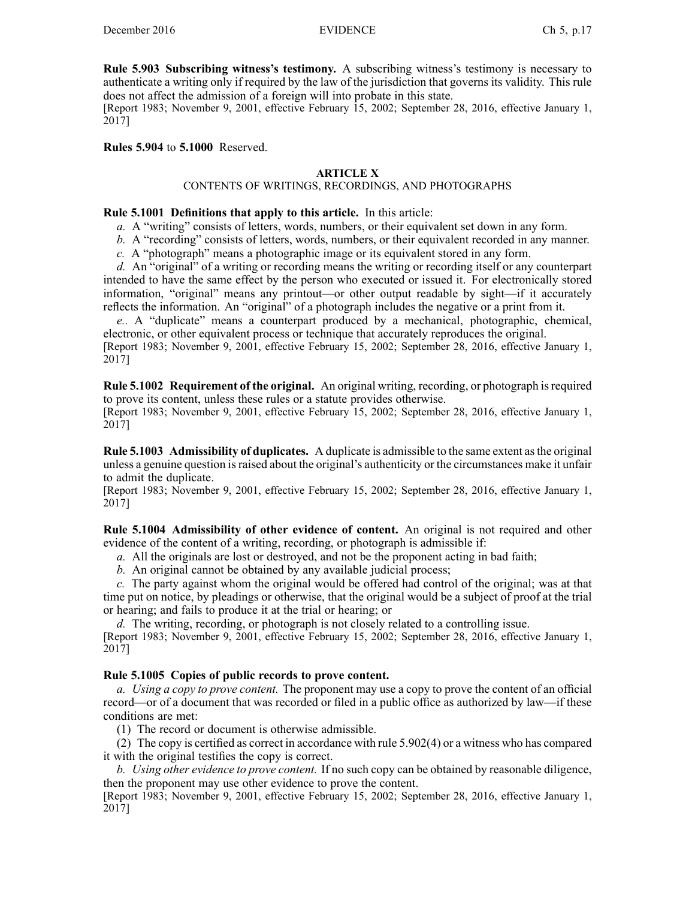**Rule 5.903 Subscribing witness's testimony.** A subscribing witness's testimony is necessary to authenticate a writing only if required by the law of the jurisdiction that governs its validity. This rule does not affect the admission of a foreign will into probate in this state.
[Report 1983; November 9, 2001, effective February 15, 2002; September 28, 2016, effective January 1, 2017]

**Rules 5.904** to **5.1000** Reserved.

## ARTICLE X
### CONTENTS OF WRITINGS, RECORDINGS, AND PHOTOGRAPHS

**Rule 5.1001 Definitions that apply to this article.** In this article:

*a.* A "writing" consists of letters, words, numbers, or their equivalent set down in any form.

*b.* A "recording" consists of letters, words, numbers, or their equivalent recorded in any manner.

*c.* A "photograph" means a photographic image or its equivalent stored in any form.

*d.* An "original" of a writing or recording means the writing or recording itself or any counterpart intended to have the same effect by the person who executed or issued it. For electronically stored information, "original" means any printout—or other output readable by sight—if it accurately reflects the information. An "original" of a photograph includes the negative or a print from it.

*e..* A "duplicate" means a counterpart produced by a mechanical, photographic, chemical, electronic, or other equivalent process or technique that accurately reproduces the original.
[Report 1983; November 9, 2001, effective February 15, 2002; September 28, 2016, effective January 1, 2017]

**Rule 5.1002 Requirement of the original.** An original writing, recording, or photograph is required to prove its content, unless these rules or a statute provides otherwise.
[Report 1983; November 9, 2001, effective February 15, 2002; September 28, 2016, effective January 1, 2017]

**Rule 5.1003 Admissibility of duplicates.** A duplicate is admissible to the same extent as the original unless a genuine question is raised about the original's authenticity or the circumstances make it unfair to admit the duplicate.
[Report 1983; November 9, 2001, effective February 15, 2002; September 28, 2016, effective January 1, 2017]

**Rule 5.1004 Admissibility of other evidence of content.** An original is not required and other evidence of the content of a writing, recording, or photograph is admissible if:

*a.* All the originals are lost or destroyed, and not be the proponent acting in bad faith;

*b.* An original cannot be obtained by any available judicial process;

*c.* The party against whom the original would be offered had control of the original; was at that time put on notice, by pleadings or otherwise, that the original would be a subject of proof at the trial or hearing; and fails to produce it at the trial or hearing; or

*d.* The writing, recording, or photograph is not closely related to a controlling issue.
[Report 1983; November 9, 2001, effective February 15, 2002; September 28, 2016, effective January 1, 2017]

**Rule 5.1005 Copies of public records to prove content.**

*a. Using a copy to prove content.* The proponent may use a copy to prove the content of an official record—or of a document that was recorded or filed in a public office as authorized by law—if these conditions are met:

(1) The record or document is otherwise admissible.

(2) The copy is certified as correct in accordance with rule 5.902(4) or a witness who has compared it with the original testifies the copy is correct.

*b. Using other evidence to prove content.* If no such copy can be obtained by reasonable diligence, then the proponent may use other evidence to prove the content.
[Report 1983; November 9, 2001, effective February 15, 2002; September 28, 2016, effective January 1, 2017]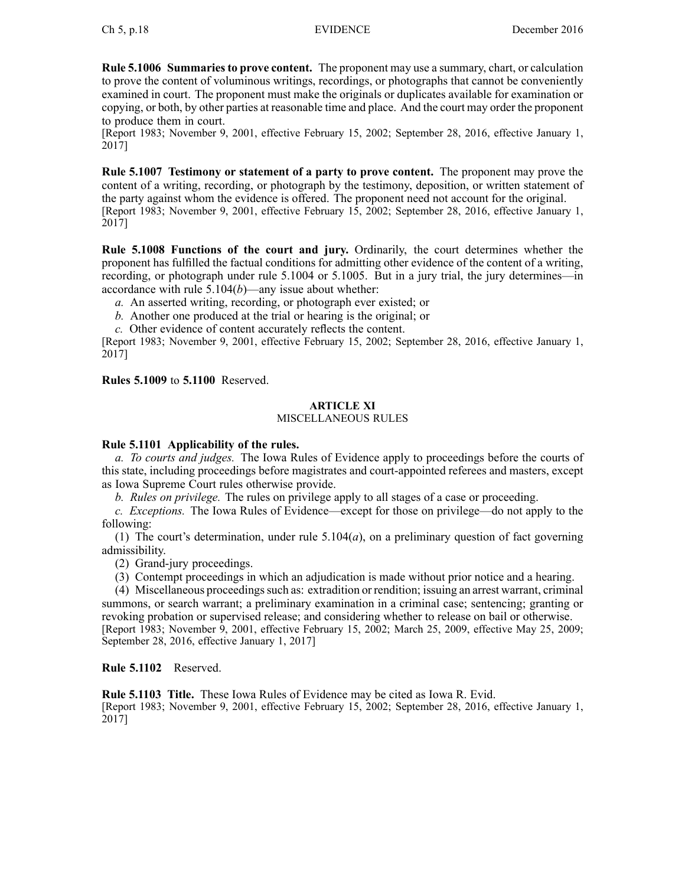**Rule 5.1006 Summaries to prove content.** The proponent may use a summary, chart, or calculation to prove the content of voluminous writings, recordings, or photographs that cannot be conveniently examined in court. The proponent must make the originals or duplicates available for examination or copying, or both, by other parties at reasonable time and place. And the court may order the proponent to produce them in court.
[Report 1983; November 9, 2001, effective February 15, 2002; September 28, 2016, effective January 1, 2017]

**Rule 5.1007 Testimony or statement of a party to prove content.** The proponent may prove the content of a writing, recording, or photograph by the testimony, deposition, or written statement of the party against whom the evidence is offered. The proponent need not account for the original.
[Report 1983; November 9, 2001, effective February 15, 2002; September 28, 2016, effective January 1, 2017]

**Rule 5.1008 Functions of the court and jury.** Ordinarily, the court determines whether the proponent has fulfilled the factual conditions for admitting other evidence of the content of a writing, recording, or photograph under rule 5.1004 or 5.1005. But in a jury trial, the jury determines—in accordance with rule 5.104(*b*)—any issue about whether:

*a.* An asserted writing, recording, or photograph ever existed; or

*b.* Another one produced at the trial or hearing is the original; or

*c.* Other evidence of content accurately reflects the content.

[Report 1983; November 9, 2001, effective February 15, 2002; September 28, 2016, effective January 1, 2017]

**Rules 5.1009** to **5.1100** Reserved.

## ARTICLE XI
## MISCELLANEOUS RULES

**Rule 5.1101 Applicability of the rules.**

*a. To courts and judges.* The Iowa Rules of Evidence apply to proceedings before the courts of this state, including proceedings before magistrates and court-appointed referees and masters, except as Iowa Supreme Court rules otherwise provide.

*b. Rules on privilege.* The rules on privilege apply to all stages of a case or proceeding.

*c. Exceptions.* The Iowa Rules of Evidence—except for those on privilege—do not apply to the following:

(1) The court's determination, under rule 5.104(*a*), on a preliminary question of fact governing admissibility.

(2) Grand-jury proceedings.

(3) Contempt proceedings in which an adjudication is made without prior notice and a hearing.

(4) Miscellaneous proceedings such as: extradition or rendition; issuing an arrest warrant, criminal summons, or search warrant; a preliminary examination in a criminal case; sentencing; granting or revoking probation or supervised release; and considering whether to release on bail or otherwise.

[Report 1983; November 9, 2001, effective February 15, 2002; March 25, 2009, effective May 25, 2009; September 28, 2016, effective January 1, 2017]

**Rule 5.1102** Reserved.

**Rule 5.1103 Title.** These Iowa Rules of Evidence may be cited as Iowa R. Evid.
[Report 1983; November 9, 2001, effective February 15, 2002; September 28, 2016, effective January 1, 2017]